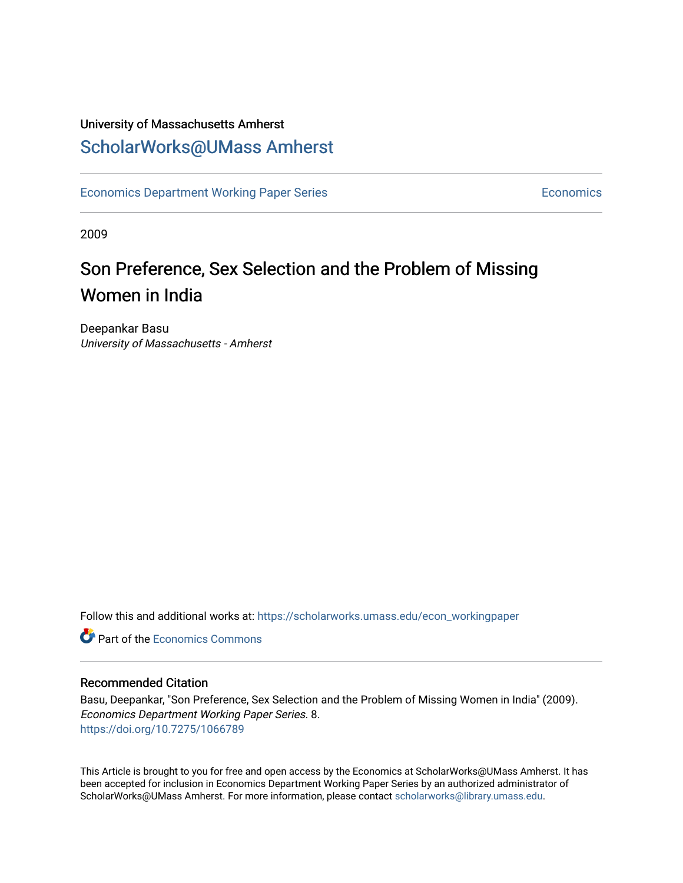University of Massachusetts Amherst

# ScholarWorks@UMass Amherst

Economics Department Working Paper Series | Economics

2009

# Son Preference, Sex Selection and the Problem of Missing Women in India

Deepankar Basu
*University of Massachusetts - Amherst*

Follow this and additional works at: https://scholarworks.umass.edu/econ_workingpaper

Part of the Economics Commons

## Recommended Citation

Basu, Deepankar, "Son Preference, Sex Selection and the Problem of Missing Women in India" (2009). *Economics Department Working Paper Series*. 8.
https://doi.org/10.7275/1066789

This Article is brought to you for free and open access by the Economics at ScholarWorks@UMass Amherst. It has been accepted for inclusion in Economics Department Working Paper Series by an authorized administrator of ScholarWorks@UMass Amherst. For more information, please contact scholarworks@library.umass.edu.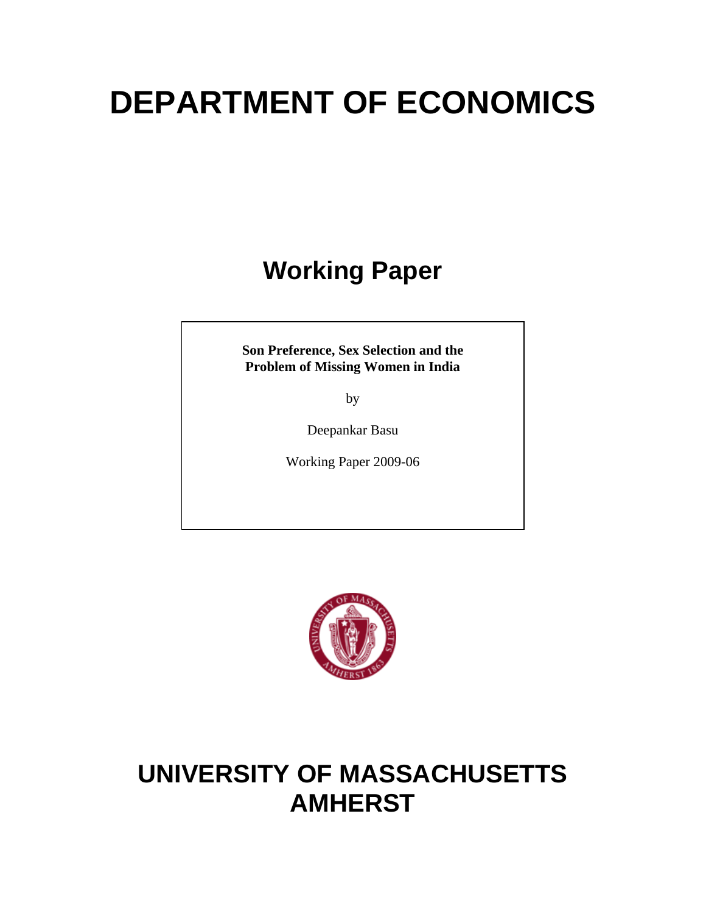# DEPARTMENT OF ECONOMICS

## Working Paper

**Son Preference, Sex Selection and the Problem of Missing Women in India**

by

Deepankar Basu

Working Paper 2009-06

# UNIVERSITY OF MASSACHUSETTS AMHERST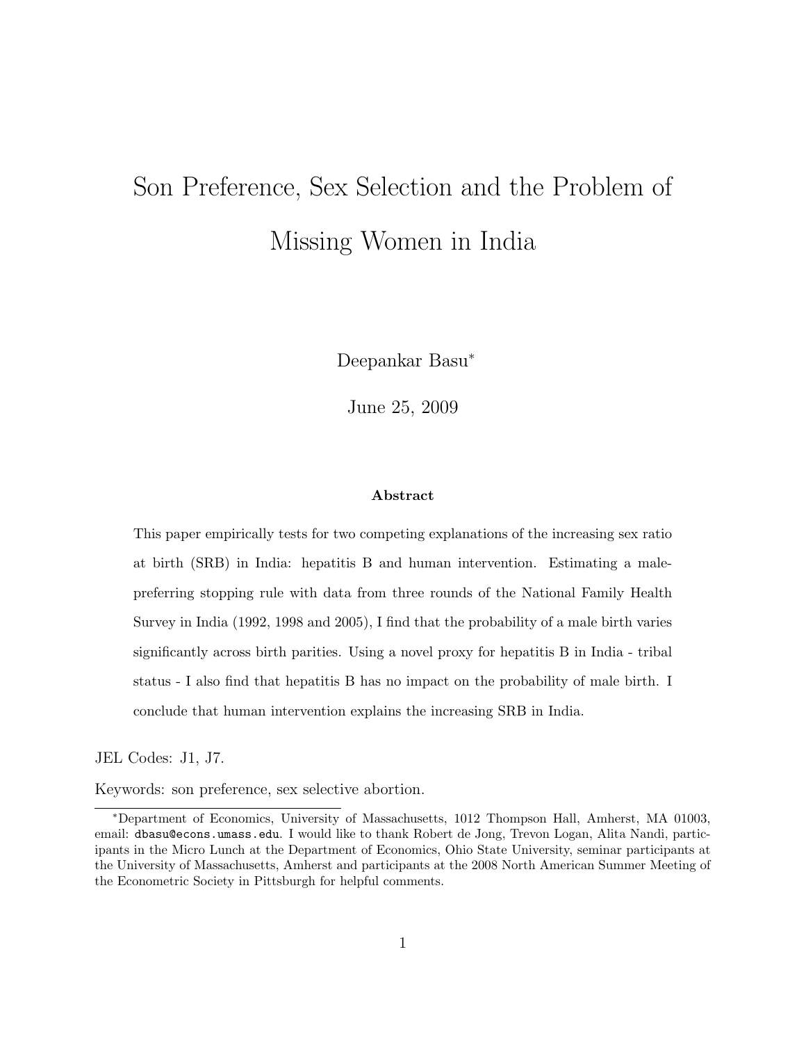# Son Preference, Sex Selection and the Problem of Missing Women in India

Deepankar Basu*

June 25, 2009

**Abstract**

This paper empirically tests for two competing explanations of the increasing sex ratio at birth (SRB) in India: hepatitis B and human intervention. Estimating a male-preferring stopping rule with data from three rounds of the National Family Health Survey in India (1992, 1998 and 2005), I find that the probability of a male birth varies significantly across birth parities. Using a novel proxy for hepatitis B in India - tribal status - I also find that hepatitis B has no impact on the probability of male birth. I conclude that human intervention explains the increasing SRB in India.

JEL Codes: J1, J7.

Keywords: son preference, sex selective abortion.

---

*Department of Economics, University of Massachusetts, 1012 Thompson Hall, Amherst, MA 01003, email: dbasu@econs.umass.edu. I would like to thank Robert de Jong, Trevon Logan, Alita Nandi, participants in the Micro Lunch at the Department of Economics, Ohio State University, seminar participants at the University of Massachusetts, Amherst and participants at the 2008 North American Summer Meeting of the Econometric Society in Pittsburgh for helpful comments.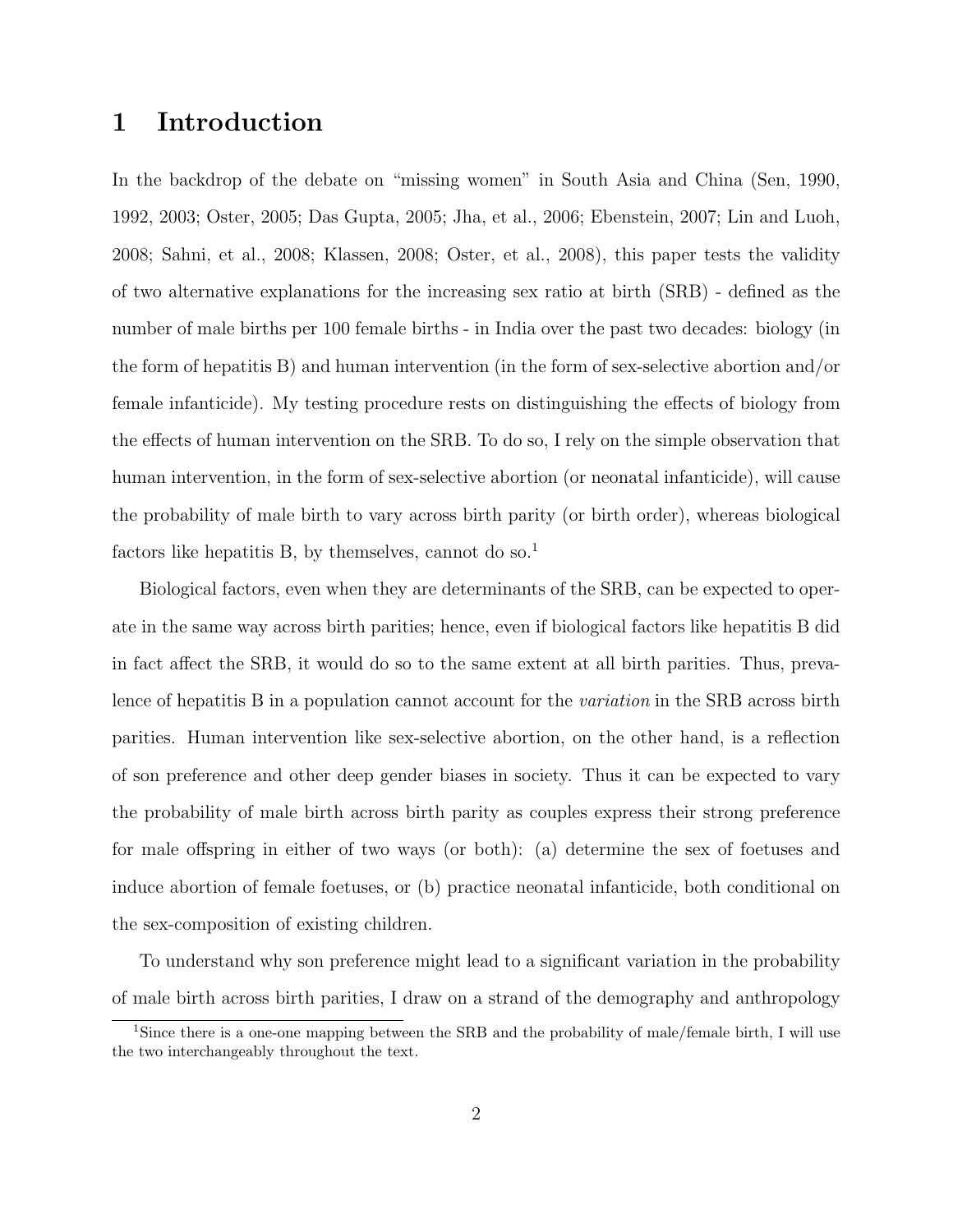# 1 Introduction

In the backdrop of the debate on "missing women" in South Asia and China (Sen, 1990, 1992, 2003; Oster, 2005; Das Gupta, 2005; Jha, et al., 2006; Ebenstein, 2007; Lin and Luoh, 2008; Sahni, et al., 2008; Klassen, 2008; Oster, et al., 2008), this paper tests the validity of two alternative explanations for the increasing sex ratio at birth (SRB) - defined as the number of male births per 100 female births - in India over the past two decades: biology (in the form of hepatitis B) and human intervention (in the form of sex-selective abortion and/or female infanticide). My testing procedure rests on distinguishing the effects of biology from the effects of human intervention on the SRB. To do so, I rely on the simple observation that human intervention, in the form of sex-selective abortion (or neonatal infanticide), will cause the probability of male birth to vary across birth parity (or birth order), whereas biological factors like hepatitis B, by themselves, cannot do so.[1]

Biological factors, even when they are determinants of the SRB, can be expected to operate in the same way across birth parities; hence, even if biological factors like hepatitis B did in fact affect the SRB, it would do so to the same extent at all birth parities. Thus, prevalence of hepatitis B in a population cannot account for the *variation* in the SRB across birth parities. Human intervention like sex-selective abortion, on the other hand, is a reflection of son preference and other deep gender biases in society. Thus it can be expected to vary the probability of male birth across birth parity as couples express their strong preference for male offspring in either of two ways (or both): (a) determine the sex of foetuses and induce abortion of female foetuses, or (b) practice neonatal infanticide, both conditional on the sex-composition of existing children.

To understand why son preference might lead to a significant variation in the probability of male birth across birth parities, I draw on a strand of the demography and anthropology

[1] Since there is a one-one mapping between the SRB and the probability of male/female birth, I will use the two interchangeably throughout the text.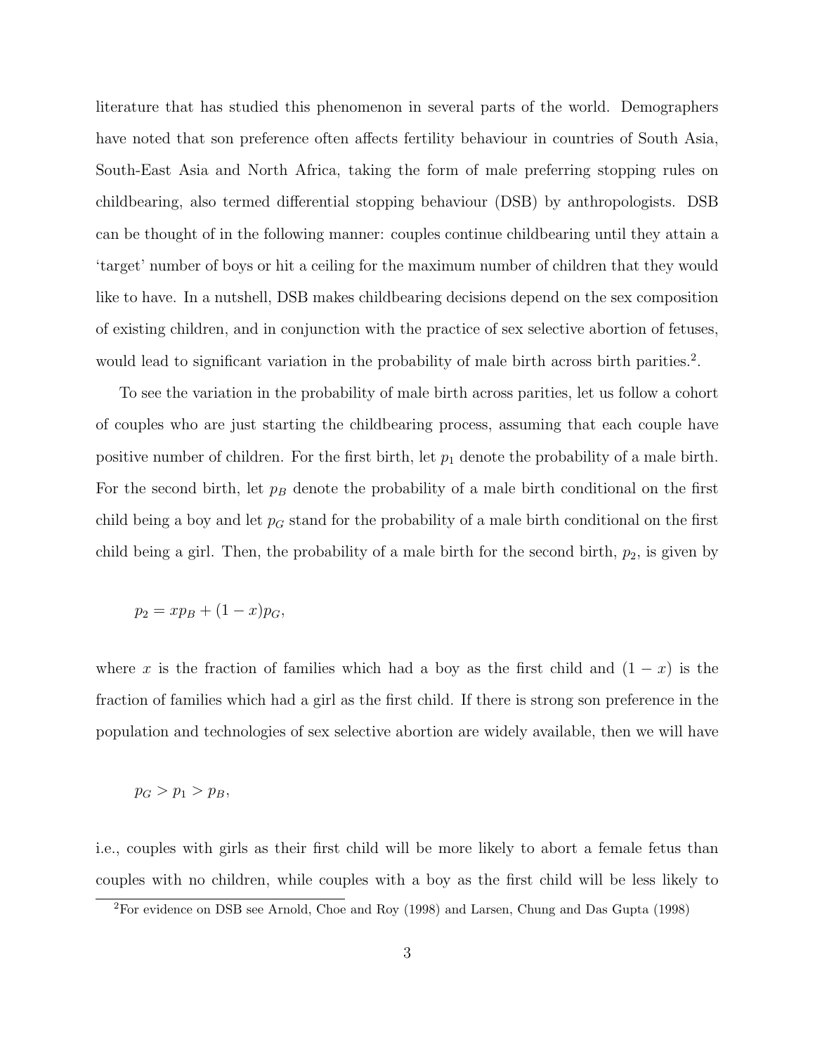literature that has studied this phenomenon in several parts of the world. Demographers have noted that son preference often affects fertility behaviour in countries of South Asia, South-East Asia and North Africa, taking the form of male preferring stopping rules on childbearing, also termed differential stopping behaviour (DSB) by anthropologists. DSB can be thought of in the following manner: couples continue childbearing until they attain a 'target' number of boys or hit a ceiling for the maximum number of children that they would like to have. In a nutshell, DSB makes childbearing decisions depend on the sex composition of existing children, and in conjunction with the practice of sex selective abortion of fetuses, would lead to significant variation in the probability of male birth across birth parities.[2].

To see the variation in the probability of male birth across parities, let us follow a cohort of couples who are just starting the childbearing process, assuming that each couple have positive number of children. For the first birth, let $p_1$ denote the probability of a male birth. For the second birth, let $p_B$ denote the probability of a male birth conditional on the first child being a boy and let $p_G$ stand for the probability of a male birth conditional on the first child being a girl. Then, the probability of a male birth for the second birth, $p_2$, is given by

$$p_2 = xp_B + (1 - x)p_G,$$

where $x$ is the fraction of families which had a boy as the first child and $(1 - x)$ is the fraction of families which had a girl as the first child. If there is strong son preference in the population and technologies of sex selective abortion are widely available, then we will have

$$p_G > p_1 > p_B,$$

i.e., couples with girls as their first child will be more likely to abort a female fetus than couples with no children, while couples with a boy as the first child will be less likely to

[2]For evidence on DSB see Arnold, Choe and Roy (1998) and Larsen, Chung and Das Gupta (1998)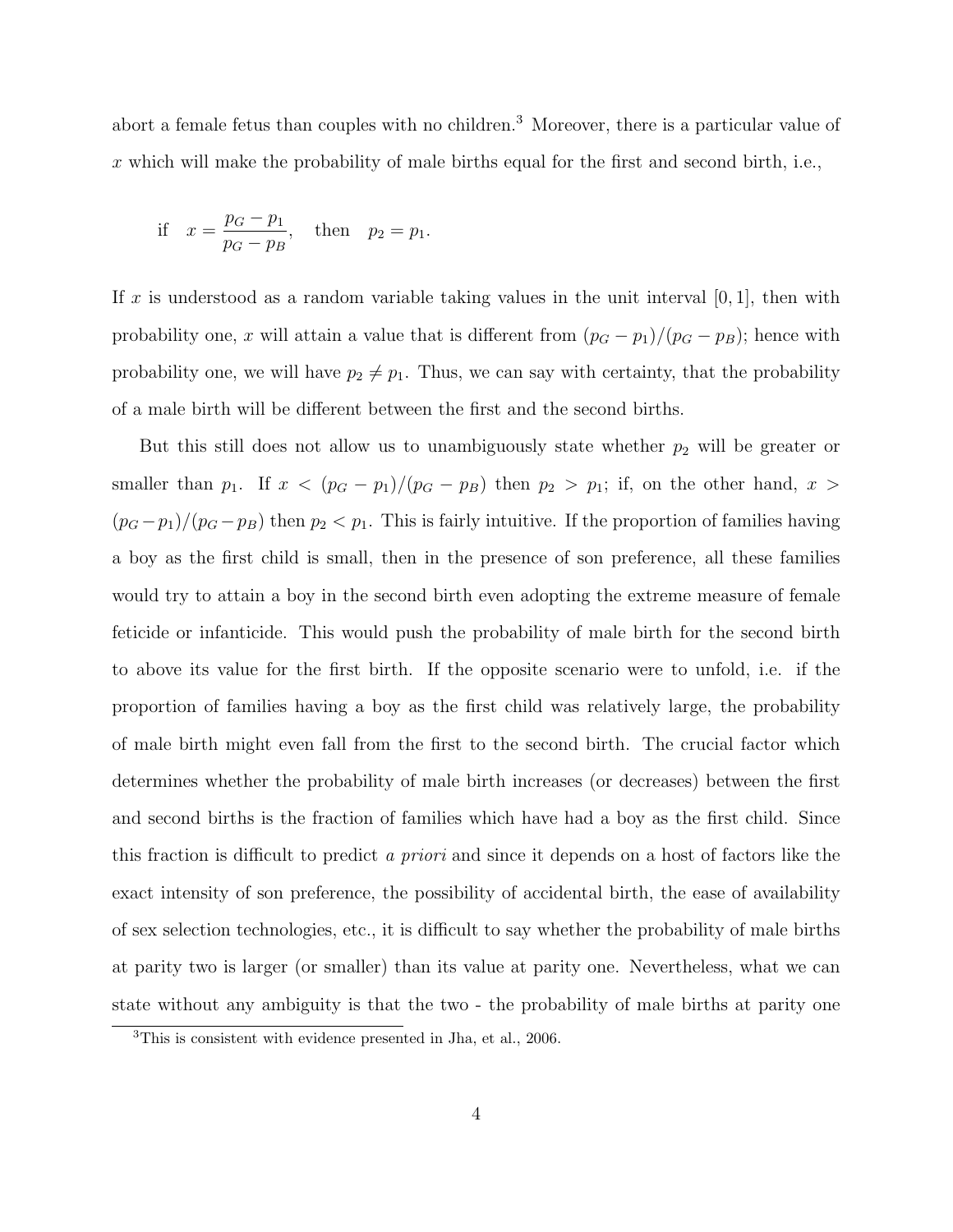abort a female fetus than couples with no children.[3] Moreover, there is a particular value of $x$ which will make the probability of male births equal for the first and second birth, i.e.,

$$\text{if} \quad x = \frac{p_G - p_1}{p_G - p_B}, \quad \text{then} \quad p_2 = p_1.$$

If $x$ is understood as a random variable taking values in the unit interval $[0, 1]$, then with probability one, $x$ will attain a value that is different from $(p_G - p_1)/(p_G - p_B)$; hence with probability one, we will have $p_2 \neq p_1$. Thus, we can say with certainty, that the probability of a male birth will be different between the first and the second births.

But this still does not allow us to unambiguously state whether $p_2$ will be greater or smaller than $p_1$. If $x < (p_G - p_1)/(p_G - p_B)$ then $p_2 > p_1$; if, on the other hand, $x > (p_G - p_1)/(p_G - p_B)$ then $p_2 < p_1$. This is fairly intuitive. If the proportion of families having a boy as the first child is small, then in the presence of son preference, all these families would try to attain a boy in the second birth even adopting the extreme measure of female feticide or infanticide. This would push the probability of male birth for the second birth to above its value for the first birth. If the opposite scenario were to unfold, i.e. if the proportion of families having a boy as the first child was relatively large, the probability of male birth might even fall from the first to the second birth. The crucial factor which determines whether the probability of male birth increases (or decreases) between the first and second births is the fraction of families which have had a boy as the first child. Since this fraction is difficult to predict *a priori* and since it depends on a host of factors like the exact intensity of son preference, the possibility of accidental birth, the ease of availability of sex selection technologies, etc., it is difficult to say whether the probability of male births at parity two is larger (or smaller) than its value at parity one. Nevertheless, what we can state without any ambiguity is that the two - the probability of male births at parity one

[3] This is consistent with evidence presented in Jha, et al., 2006.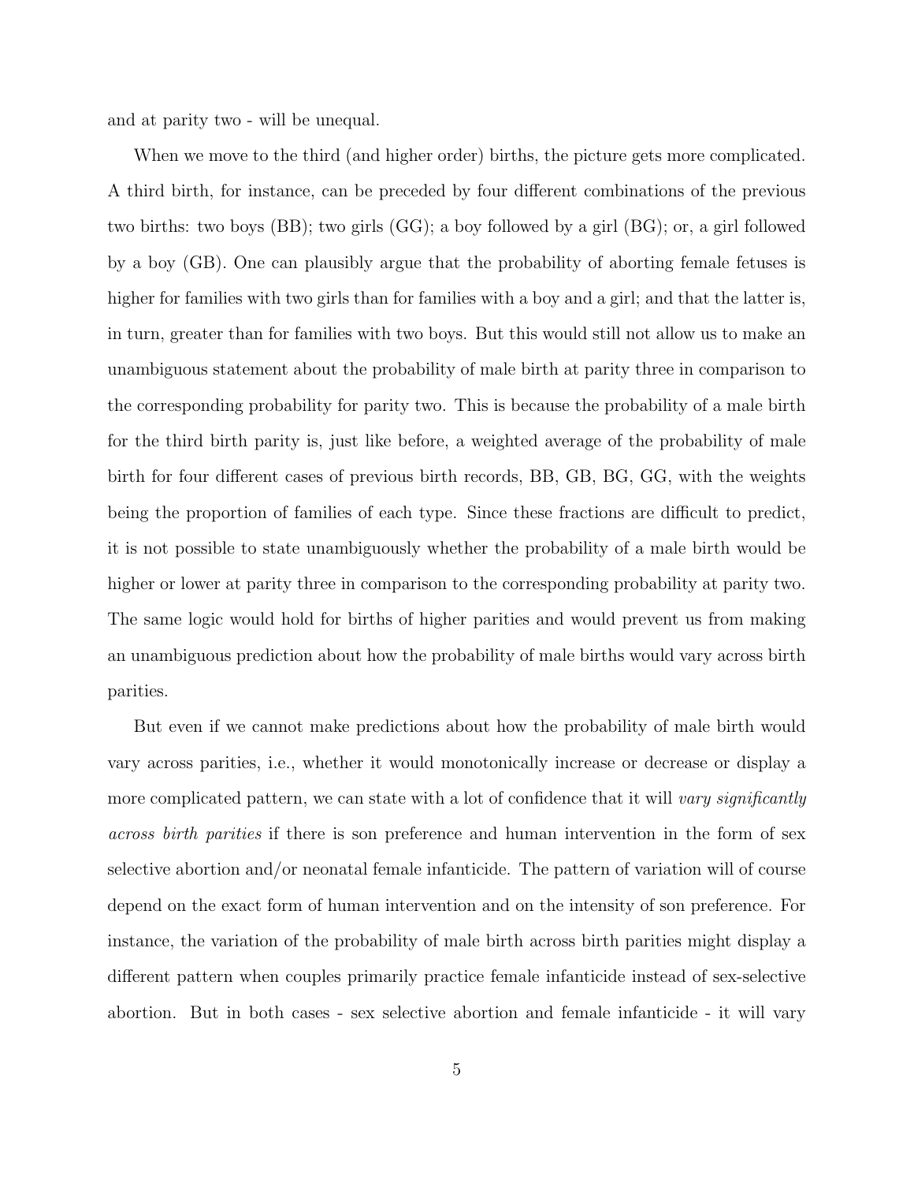and at parity two - will be unequal.

When we move to the third (and higher order) births, the picture gets more complicated. A third birth, for instance, can be preceded by four different combinations of the previous two births: two boys (BB); two girls (GG); a boy followed by a girl (BG); or, a girl followed by a boy (GB). One can plausibly argue that the probability of aborting female fetuses is higher for families with two girls than for families with a boy and a girl; and that the latter is, in turn, greater than for families with two boys. But this would still not allow us to make an unambiguous statement about the probability of male birth at parity three in comparison to the corresponding probability for parity two. This is because the probability of a male birth for the third birth parity is, just like before, a weighted average of the probability of male birth for four different cases of previous birth records, BB, GB, BG, GG, with the weights being the proportion of families of each type. Since these fractions are difficult to predict, it is not possible to state unambiguously whether the probability of a male birth would be higher or lower at parity three in comparison to the corresponding probability at parity two. The same logic would hold for births of higher parities and would prevent us from making an unambiguous prediction about how the probability of male births would vary across birth parities.

But even if we cannot make predictions about how the probability of male birth would vary across parities, i.e., whether it would monotonically increase or decrease or display a more complicated pattern, we can state with a lot of confidence that it will *vary significantly across birth parities* if there is son preference and human intervention in the form of sex selective abortion and/or neonatal female infanticide. The pattern of variation will of course depend on the exact form of human intervention and on the intensity of son preference. For instance, the variation of the probability of male birth across birth parities might display a different pattern when couples primarily practice female infanticide instead of sex-selective abortion. But in both cases - sex selective abortion and female infanticide - it will vary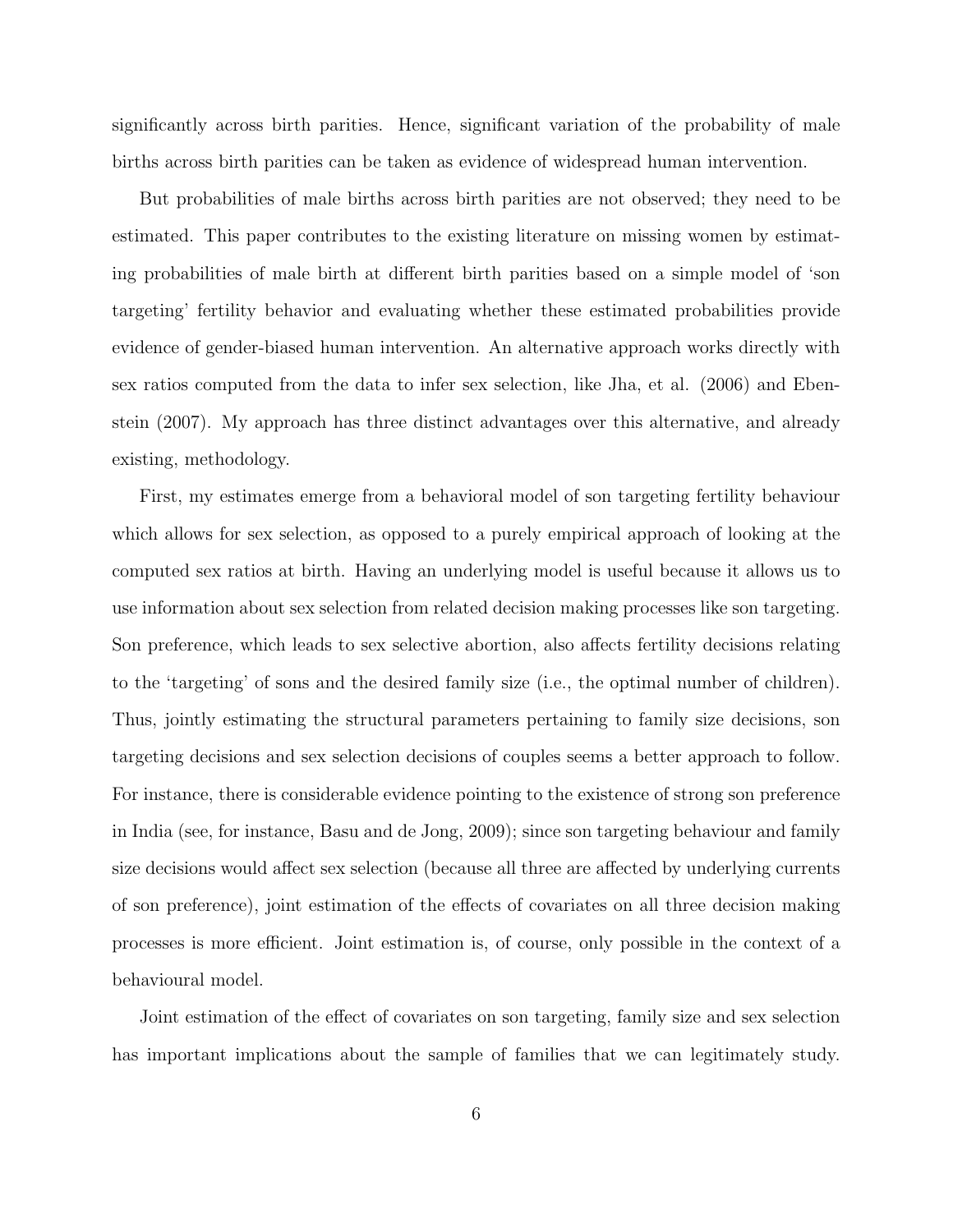significantly across birth parities. Hence, significant variation of the probability of male births across birth parities can be taken as evidence of widespread human intervention.

But probabilities of male births across birth parities are not observed; they need to be estimated. This paper contributes to the existing literature on missing women by estimating probabilities of male birth at different birth parities based on a simple model of 'son targeting' fertility behavior and evaluating whether these estimated probabilities provide evidence of gender-biased human intervention. An alternative approach works directly with sex ratios computed from the data to infer sex selection, like Jha, et al. (2006) and Ebenstein (2007). My approach has three distinct advantages over this alternative, and already existing, methodology.

First, my estimates emerge from a behavioral model of son targeting fertility behaviour which allows for sex selection, as opposed to a purely empirical approach of looking at the computed sex ratios at birth. Having an underlying model is useful because it allows us to use information about sex selection from related decision making processes like son targeting. Son preference, which leads to sex selective abortion, also affects fertility decisions relating to the 'targeting' of sons and the desired family size (i.e., the optimal number of children). Thus, jointly estimating the structural parameters pertaining to family size decisions, son targeting decisions and sex selection decisions of couples seems a better approach to follow. For instance, there is considerable evidence pointing to the existence of strong son preference in India (see, for instance, Basu and de Jong, 2009); since son targeting behaviour and family size decisions would affect sex selection (because all three are affected by underlying currents of son preference), joint estimation of the effects of covariates on all three decision making processes is more efficient. Joint estimation is, of course, only possible in the context of a behavioural model.

Joint estimation of the effect of covariates on son targeting, family size and sex selection has important implications about the sample of families that we can legitimately study.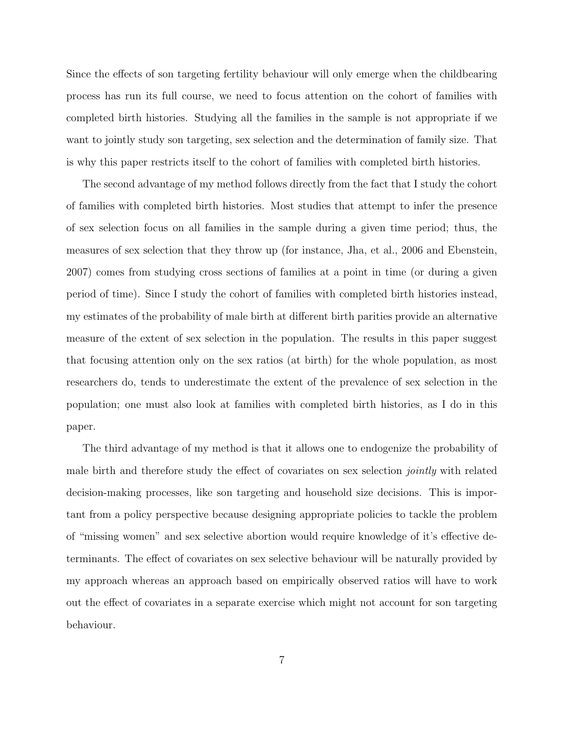Since the effects of son targeting fertility behaviour will only emerge when the childbearing process has run its full course, we need to focus attention on the cohort of families with completed birth histories. Studying all the families in the sample is not appropriate if we want to jointly study son targeting, sex selection and the determination of family size. That is why this paper restricts itself to the cohort of families with completed birth histories.

The second advantage of my method follows directly from the fact that I study the cohort of families with completed birth histories. Most studies that attempt to infer the presence of sex selection focus on all families in the sample during a given time period; thus, the measures of sex selection that they throw up (for instance, Jha, et al., 2006 and Ebenstein, 2007) comes from studying cross sections of families at a point in time (or during a given period of time). Since I study the cohort of families with completed birth histories instead, my estimates of the probability of male birth at different birth parities provide an alternative measure of the extent of sex selection in the population. The results in this paper suggest that focusing attention only on the sex ratios (at birth) for the whole population, as most researchers do, tends to underestimate the extent of the prevalence of sex selection in the population; one must also look at families with completed birth histories, as I do in this paper.

The third advantage of my method is that it allows one to endogenize the probability of male birth and therefore study the effect of covariates on sex selection *jointly* with related decision-making processes, like son targeting and household size decisions. This is important from a policy perspective because designing appropriate policies to tackle the problem of "missing women" and sex selective abortion would require knowledge of it's effective determinants. The effect of covariates on sex selective behaviour will be naturally provided by my approach whereas an approach based on empirically observed ratios will have to work out the effect of covariates in a separate exercise which might not account for son targeting behaviour.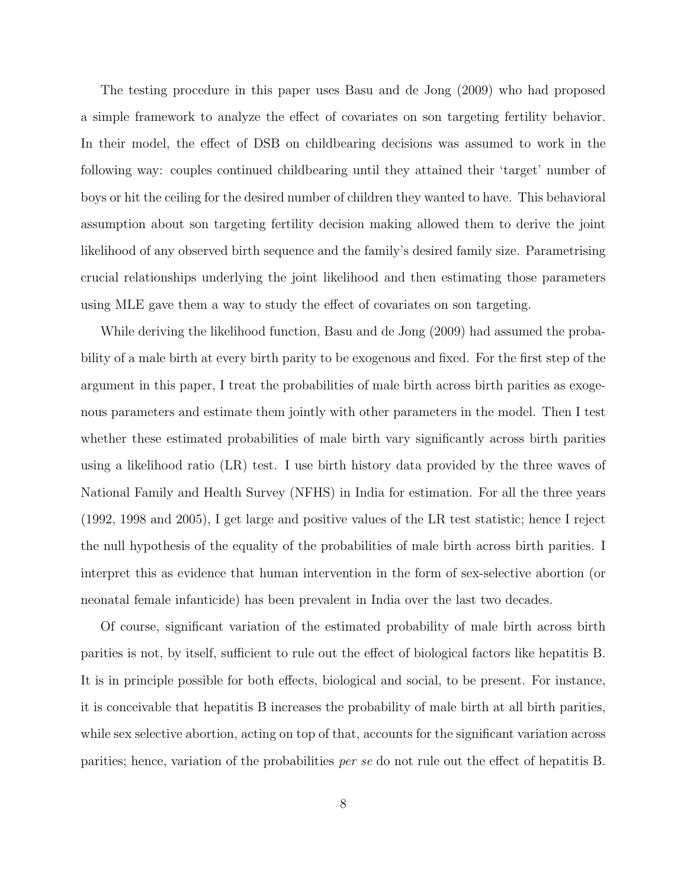The testing procedure in this paper uses Basu and de Jong (2009) who had proposed a simple framework to analyze the effect of covariates on son targeting fertility behavior. In their model, the effect of DSB on childbearing decisions was assumed to work in the following way: couples continued childbearing until they attained their 'target' number of boys or hit the ceiling for the desired number of children they wanted to have. This behavioral assumption about son targeting fertility decision making allowed them to derive the joint likelihood of any observed birth sequence and the family's desired family size. Parametrising crucial relationships underlying the joint likelihood and then estimating those parameters using MLE gave them a way to study the effect of covariates on son targeting.

While deriving the likelihood function, Basu and de Jong (2009) had assumed the probability of a male birth at every birth parity to be exogenous and fixed. For the first step of the argument in this paper, I treat the probabilities of male birth across birth parities as exogenous parameters and estimate them jointly with other parameters in the model. Then I test whether these estimated probabilities of male birth vary significantly across birth parities using a likelihood ratio (LR) test. I use birth history data provided by the three waves of National Family and Health Survey (NFHS) in India for estimation. For all the three years (1992, 1998 and 2005), I get large and positive values of the LR test statistic; hence I reject the null hypothesis of the equality of the probabilities of male birth across birth parities. I interpret this as evidence that human intervention in the form of sex-selective abortion (or neonatal female infanticide) has been prevalent in India over the last two decades.

Of course, significant variation of the estimated probability of male birth across birth parities is not, by itself, sufficient to rule out the effect of biological factors like hepatitis B. It is in principle possible for both effects, biological and social, to be present. For instance, it is conceivable that hepatitis B increases the probability of male birth at all birth parities, while sex selective abortion, acting on top of that, accounts for the significant variation across parities; hence, variation of the probabilities *per se* do not rule out the effect of hepatitis B.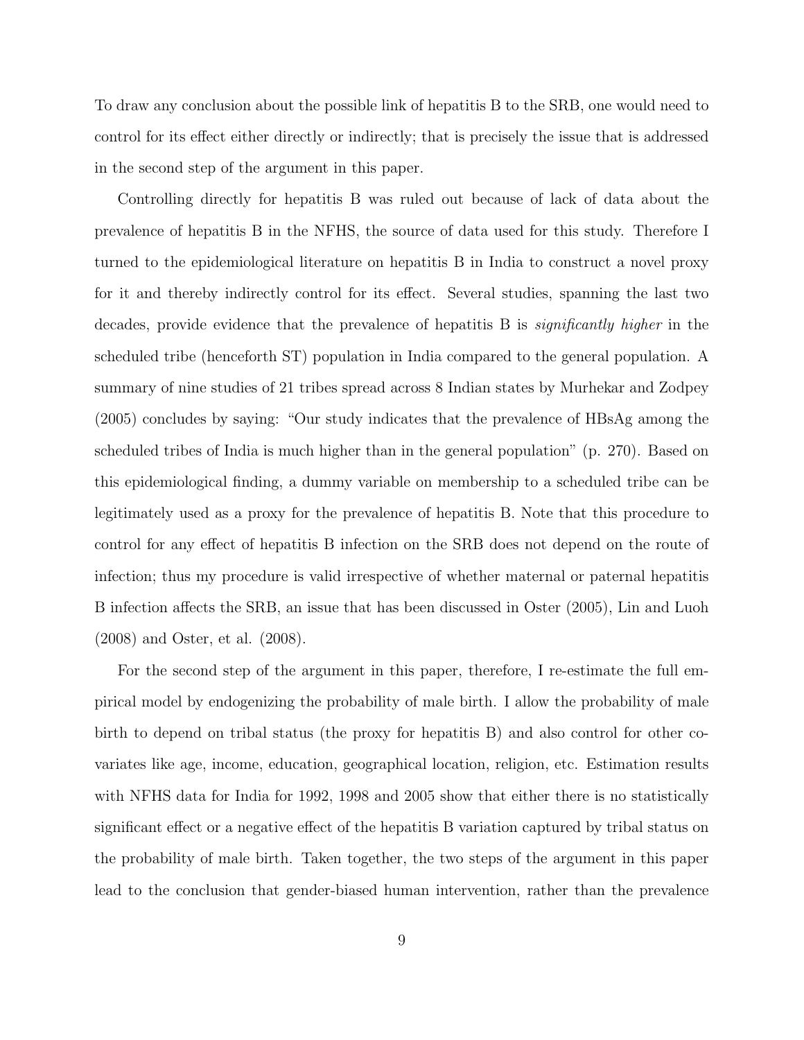To draw any conclusion about the possible link of hepatitis B to the SRB, one would need to control for its effect either directly or indirectly; that is precisely the issue that is addressed in the second step of the argument in this paper.

Controlling directly for hepatitis B was ruled out because of lack of data about the prevalence of hepatitis B in the NFHS, the source of data used for this study. Therefore I turned to the epidemiological literature on hepatitis B in India to construct a novel proxy for it and thereby indirectly control for its effect. Several studies, spanning the last two decades, provide evidence that the prevalence of hepatitis B is *significantly higher* in the scheduled tribe (henceforth ST) population in India compared to the general population. A summary of nine studies of 21 tribes spread across 8 Indian states by Murhekar and Zodpey (2005) concludes by saying: "Our study indicates that the prevalence of HBsAg among the scheduled tribes of India is much higher than in the general population" (p. 270). Based on this epidemiological finding, a dummy variable on membership to a scheduled tribe can be legitimately used as a proxy for the prevalence of hepatitis B. Note that this procedure to control for any effect of hepatitis B infection on the SRB does not depend on the route of infection; thus my procedure is valid irrespective of whether maternal or paternal hepatitis B infection affects the SRB, an issue that has been discussed in Oster (2005), Lin and Luoh (2008) and Oster, et al. (2008).

For the second step of the argument in this paper, therefore, I re-estimate the full empirical model by endogenizing the probability of male birth. I allow the probability of male birth to depend on tribal status (the proxy for hepatitis B) and also control for other covariates like age, income, education, geographical location, religion, etc. Estimation results with NFHS data for India for 1992, 1998 and 2005 show that either there is no statistically significant effect or a negative effect of the hepatitis B variation captured by tribal status on the probability of male birth. Taken together, the two steps of the argument in this paper lead to the conclusion that gender-biased human intervention, rather than the prevalence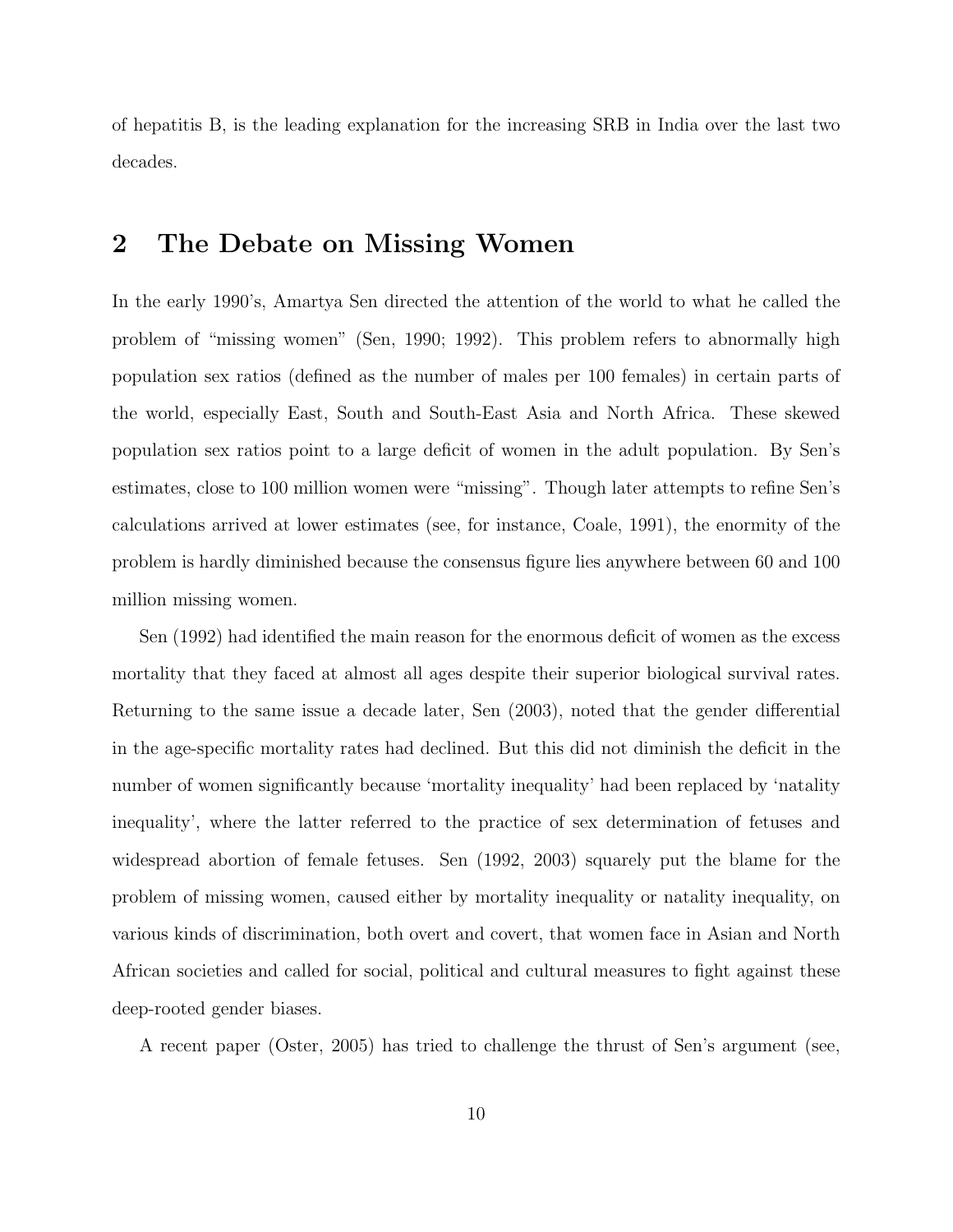of hepatitis B, is the leading explanation for the increasing SRB in India over the last two decades.

## 2 The Debate on Missing Women

In the early 1990's, Amartya Sen directed the attention of the world to what he called the problem of "missing women" (Sen, 1990; 1992). This problem refers to abnormally high population sex ratios (defined as the number of males per 100 females) in certain parts of the world, especially East, South and South-East Asia and North Africa. These skewed population sex ratios point to a large deficit of women in the adult population. By Sen's estimates, close to 100 million women were "missing". Though later attempts to refine Sen's calculations arrived at lower estimates (see, for instance, Coale, 1991), the enormity of the problem is hardly diminished because the consensus figure lies anywhere between 60 and 100 million missing women.

Sen (1992) had identified the main reason for the enormous deficit of women as the excess mortality that they faced at almost all ages despite their superior biological survival rates. Returning to the same issue a decade later, Sen (2003), noted that the gender differential in the age-specific mortality rates had declined. But this did not diminish the deficit in the number of women significantly because 'mortality inequality' had been replaced by 'natality inequality', where the latter referred to the practice of sex determination of fetuses and widespread abortion of female fetuses. Sen (1992, 2003) squarely put the blame for the problem of missing women, caused either by mortality inequality or natality inequality, on various kinds of discrimination, both overt and covert, that women face in Asian and North African societies and called for social, political and cultural measures to fight against these deep-rooted gender biases.

A recent paper (Oster, 2005) has tried to challenge the thrust of Sen's argument (see,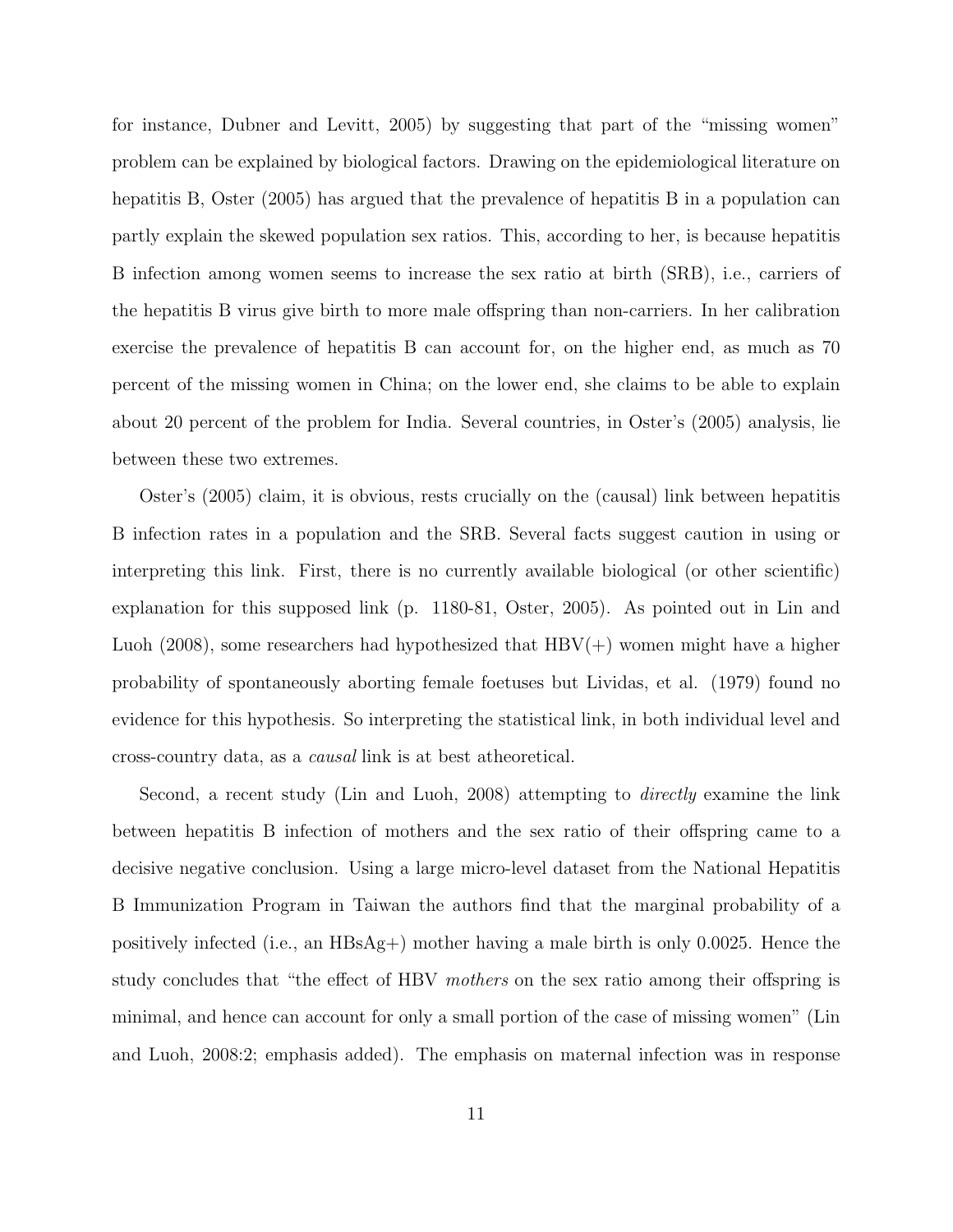for instance, Dubner and Levitt, 2005) by suggesting that part of the "missing women" problem can be explained by biological factors. Drawing on the epidemiological literature on hepatitis B, Oster (2005) has argued that the prevalence of hepatitis B in a population can partly explain the skewed population sex ratios. This, according to her, is because hepatitis B infection among women seems to increase the sex ratio at birth (SRB), i.e., carriers of the hepatitis B virus give birth to more male offspring than non-carriers. In her calibration exercise the prevalence of hepatitis B can account for, on the higher end, as much as 70 percent of the missing women in China; on the lower end, she claims to be able to explain about 20 percent of the problem for India. Several countries, in Oster's (2005) analysis, lie between these two extremes.

Oster's (2005) claim, it is obvious, rests crucially on the (causal) link between hepatitis B infection rates in a population and the SRB. Several facts suggest caution in using or interpreting this link. First, there is no currently available biological (or other scientific) explanation for this supposed link (p. 1180-81, Oster, 2005). As pointed out in Lin and Luoh (2008), some researchers had hypothesized that HBV(+) women might have a higher probability of spontaneously aborting female foetuses but Lividas, et al. (1979) found no evidence for this hypothesis. So interpreting the statistical link, in both individual level and cross-country data, as a *causal* link is at best atheoretical.

Second, a recent study (Lin and Luoh, 2008) attempting to *directly* examine the link between hepatitis B infection of mothers and the sex ratio of their offspring came to a decisive negative conclusion. Using a large micro-level dataset from the National Hepatitis B Immunization Program in Taiwan the authors find that the marginal probability of a positively infected (i.e., an HBsAg+) mother having a male birth is only 0.0025. Hence the study concludes that "the effect of HBV *mothers* on the sex ratio among their offspring is minimal, and hence can account for only a small portion of the case of missing women" (Lin and Luoh, 2008:2; emphasis added). The emphasis on maternal infection was in response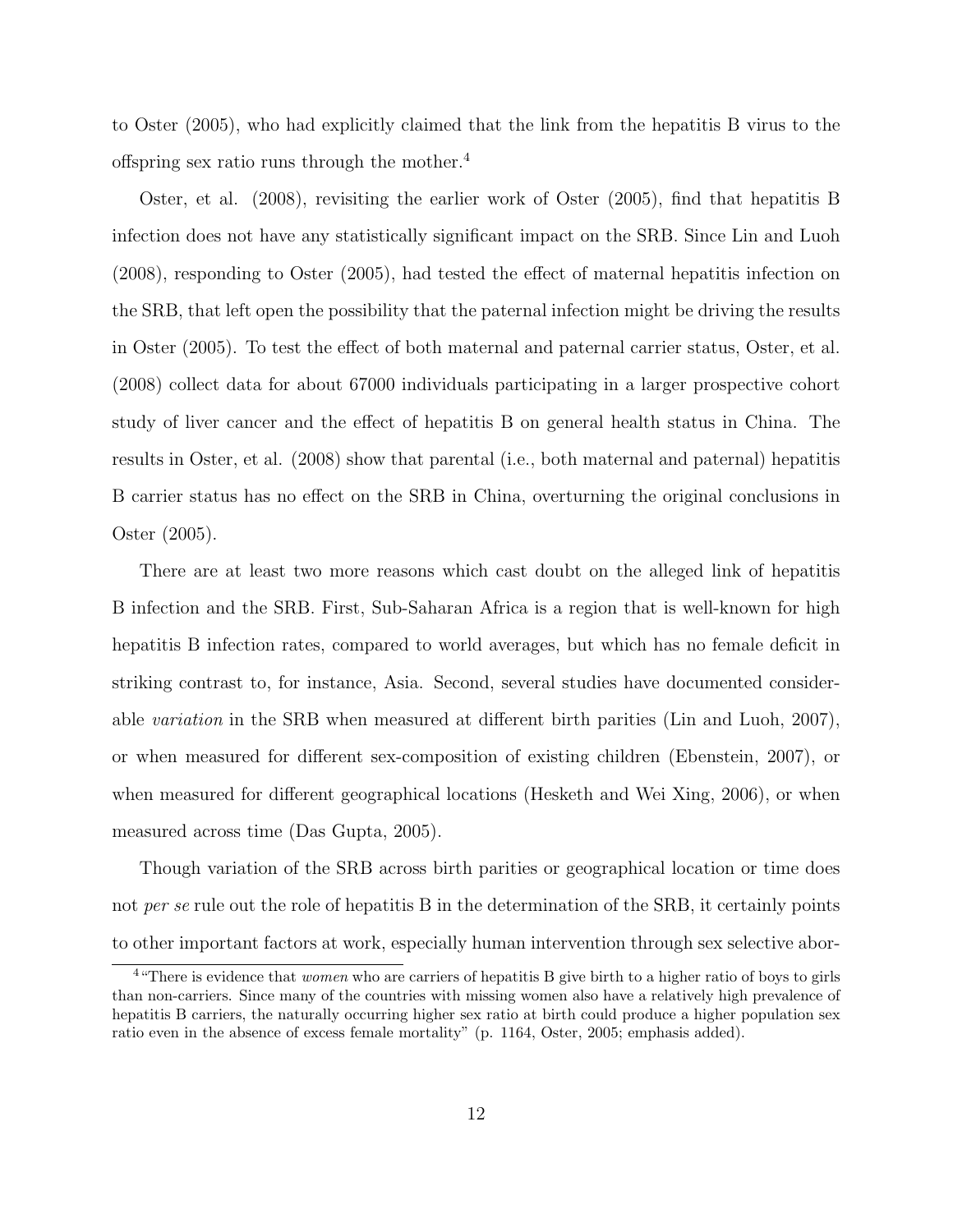to Oster (2005), who had explicitly claimed that the link from the hepatitis B virus to the offspring sex ratio runs through the mother.[4]

Oster, et al. (2008), revisiting the earlier work of Oster (2005), find that hepatitis B infection does not have any statistically significant impact on the SRB. Since Lin and Luoh (2008), responding to Oster (2005), had tested the effect of maternal hepatitis infection on the SRB, that left open the possibility that the paternal infection might be driving the results in Oster (2005). To test the effect of both maternal and paternal carrier status, Oster, et al. (2008) collect data for about 67000 individuals participating in a larger prospective cohort study of liver cancer and the effect of hepatitis B on general health status in China. The results in Oster, et al. (2008) show that parental (i.e., both maternal and paternal) hepatitis B carrier status has no effect on the SRB in China, overturning the original conclusions in Oster (2005).

There are at least two more reasons which cast doubt on the alleged link of hepatitis B infection and the SRB. First, Sub-Saharan Africa is a region that is well-known for high hepatitis B infection rates, compared to world averages, but which has no female deficit in striking contrast to, for instance, Asia. Second, several studies have documented considerable *variation* in the SRB when measured at different birth parities (Lin and Luoh, 2007), or when measured for different sex-composition of existing children (Ebenstein, 2007), or when measured for different geographical locations (Hesketh and Wei Xing, 2006), or when measured across time (Das Gupta, 2005).

Though variation of the SRB across birth parities or geographical location or time does not *per se* rule out the role of hepatitis B in the determination of the SRB, it certainly points to other important factors at work, especially human intervention through sex selective abor-

[4] "There is evidence that *women* who are carriers of hepatitis B give birth to a higher ratio of boys to girls than non-carriers. Since many of the countries with missing women also have a relatively high prevalence of hepatitis B carriers, the naturally occurring higher sex ratio at birth could produce a higher population sex ratio even in the absence of excess female mortality" (p. 1164, Oster, 2005; emphasis added).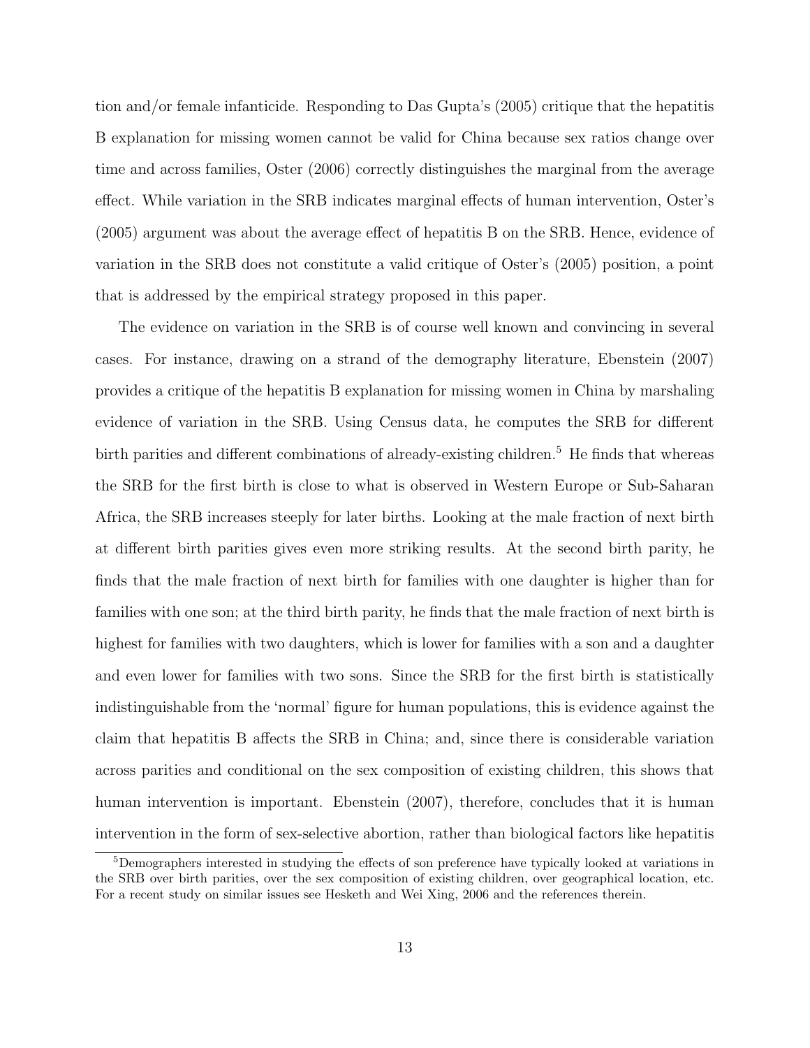tion and/or female infanticide. Responding to Das Gupta's (2005) critique that the hepatitis B explanation for missing women cannot be valid for China because sex ratios change over time and across families, Oster (2006) correctly distinguishes the marginal from the average effect. While variation in the SRB indicates marginal effects of human intervention, Oster's (2005) argument was about the average effect of hepatitis B on the SRB. Hence, evidence of variation in the SRB does not constitute a valid critique of Oster's (2005) position, a point that is addressed by the empirical strategy proposed in this paper.

The evidence on variation in the SRB is of course well known and convincing in several cases. For instance, drawing on a strand of the demography literature, Ebenstein (2007) provides a critique of the hepatitis B explanation for missing women in China by marshaling evidence of variation in the SRB. Using Census data, he computes the SRB for different birth parities and different combinations of already-existing children.[5] He finds that whereas the SRB for the first birth is close to what is observed in Western Europe or Sub-Saharan Africa, the SRB increases steeply for later births. Looking at the male fraction of next birth at different birth parities gives even more striking results. At the second birth parity, he finds that the male fraction of next birth for families with one daughter is higher than for families with one son; at the third birth parity, he finds that the male fraction of next birth is highest for families with two daughters, which is lower for families with a son and a daughter and even lower for families with two sons. Since the SRB for the first birth is statistically indistinguishable from the 'normal' figure for human populations, this is evidence against the claim that hepatitis B affects the SRB in China; and, since there is considerable variation across parities and conditional on the sex composition of existing children, this shows that human intervention is important. Ebenstein (2007), therefore, concludes that it is human intervention in the form of sex-selective abortion, rather than biological factors like hepatitis

[5]Demographers interested in studying the effects of son preference have typically looked at variations in the SRB over birth parities, over the sex composition of existing children, over geographical location, etc. For a recent study on similar issues see Hesketh and Wei Xing, 2006 and the references therein.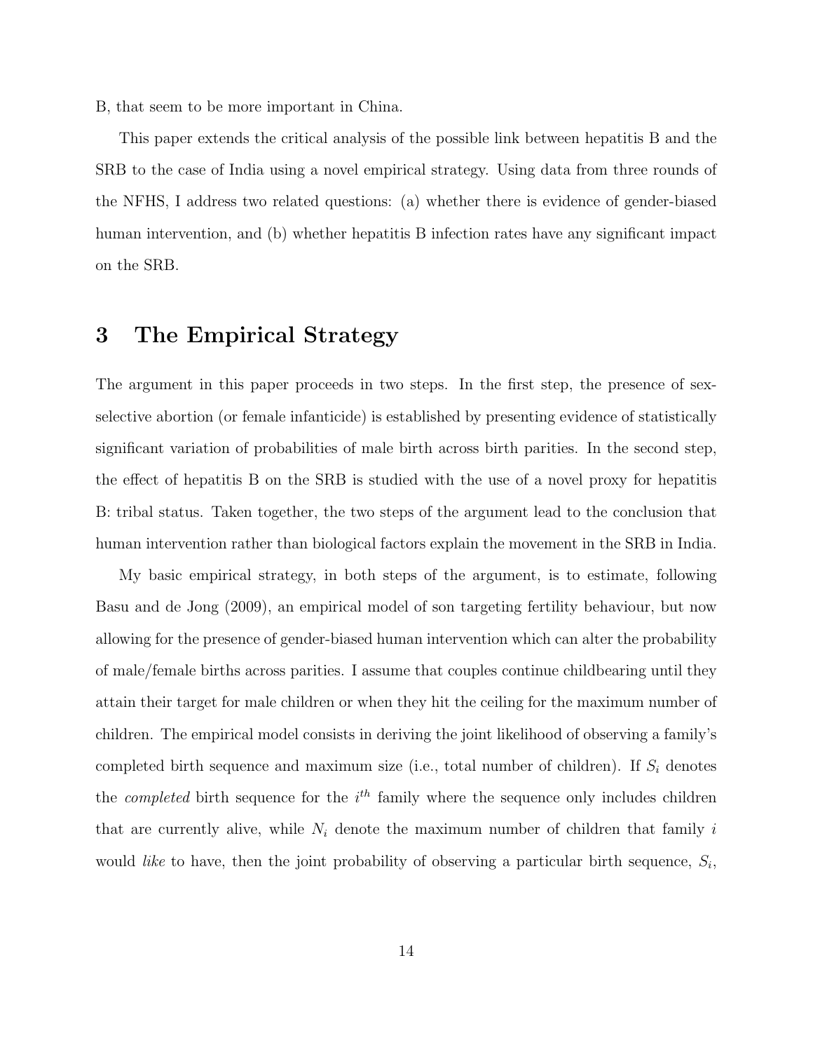B, that seem to be more important in China.

This paper extends the critical analysis of the possible link between hepatitis B and the SRB to the case of India using a novel empirical strategy. Using data from three rounds of the NFHS, I address two related questions: (a) whether there is evidence of gender-biased human intervention, and (b) whether hepatitis B infection rates have any significant impact on the SRB.

## 3 The Empirical Strategy

The argument in this paper proceeds in two steps. In the first step, the presence of sex-selective abortion (or female infanticide) is established by presenting evidence of statistically significant variation of probabilities of male birth across birth parities. In the second step, the effect of hepatitis B on the SRB is studied with the use of a novel proxy for hepatitis B: tribal status. Taken together, the two steps of the argument lead to the conclusion that human intervention rather than biological factors explain the movement in the SRB in India.

My basic empirical strategy, in both steps of the argument, is to estimate, following Basu and de Jong (2009), an empirical model of son targeting fertility behaviour, but now allowing for the presence of gender-biased human intervention which can alter the probability of male/female births across parities. I assume that couples continue childbearing until they attain their target for male children or when they hit the ceiling for the maximum number of children. The empirical model consists in deriving the joint likelihood of observing a family's completed birth sequence and maximum size (i.e., total number of children). If $S_i$ denotes the *completed* birth sequence for the $i^{th}$ family where the sequence only includes children that are currently alive, while $N_i$ denote the maximum number of children that family $i$ would *like* to have, then the joint probability of observing a particular birth sequence, $S_i$,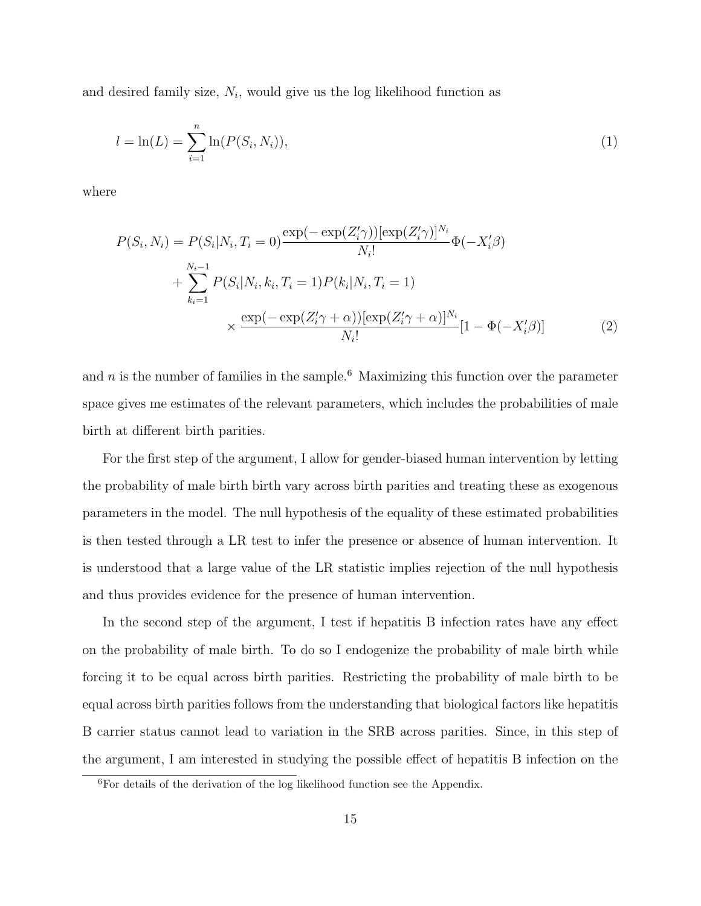and desired family size, $N_i$, would give us the log likelihood function as

$$l = \ln(L) = \sum_{i=1}^{n} \ln(P(S_i, N_i)), \tag{1}$$

where

$$\begin{aligned}
P(S_i, N_i) = {} & P(S_i|N_i, T_i = 0)\frac{\exp(-\exp(Z_i'\gamma))[\exp(Z_i'\gamma)]^{N_i}}{N_i!}\Phi(-X_i'\beta) \\
& + \sum_{k_i=1}^{N_i-1} P(S_i|N_i, k_i, T_i = 1)P(k_i|N_i, T_i = 1) \\
& \qquad \times \frac{\exp(-\exp(Z_i'\gamma + \alpha))[\exp(Z_i'\gamma + \alpha)]^{N_i}}{N_i!}[1 - \Phi(-X_i'\beta)]
\end{aligned} \tag{2}$$

and $n$ is the number of families in the sample.[6] Maximizing this function over the parameter space gives me estimates of the relevant parameters, which includes the probabilities of male birth at different birth parities.

For the first step of the argument, I allow for gender-biased human intervention by letting the probability of male birth birth vary across birth parities and treating these as exogenous parameters in the model. The null hypothesis of the equality of these estimated probabilities is then tested through a LR test to infer the presence or absence of human intervention. It is understood that a large value of the LR statistic implies rejection of the null hypothesis and thus provides evidence for the presence of human intervention.

In the second step of the argument, I test if hepatitis B infection rates have any effect on the probability of male birth. To do so I endogenize the probability of male birth while forcing it to be equal across birth parities. Restricting the probability of male birth to be equal across birth parities follows from the understanding that biological factors like hepatitis B carrier status cannot lead to variation in the SRB across parities. Since, in this step of the argument, I am interested in studying the possible effect of hepatitis B infection on the

[6] For details of the derivation of the log likelihood function see the Appendix.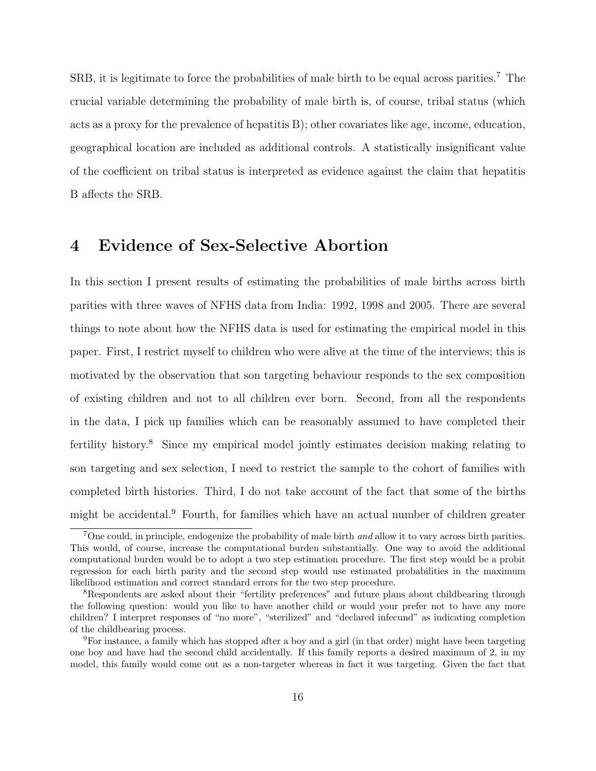SRB, it is legitimate to force the probabilities of male birth to be equal across parities.[7] The crucial variable determining the probability of male birth is, of course, tribal status (which acts as a proxy for the prevalence of hepatitis B); other covariates like age, income, education, geographical location are included as additional controls. A statistically insignificant value of the coefficient on tribal status is interpreted as evidence against the claim that hepatitis B affects the SRB.

# 4 Evidence of Sex-Selective Abortion

In this section I present results of estimating the probabilities of male births across birth parities with three waves of NFHS data from India: 1992, 1998 and 2005. There are several things to note about how the NFHS data is used for estimating the empirical model in this paper. First, I restrict myself to children who were alive at the time of the interviews; this is motivated by the observation that son targeting behaviour responds to the sex composition of existing children and not to all children ever born. Second, from all the respondents in the data, I pick up families which can be reasonably assumed to have completed their fertility history.[8] Since my empirical model jointly estimates decision making relating to son targeting and sex selection, I need to restrict the sample to the cohort of families with completed birth histories. Third, I do not take account of the fact that some of the births might be accidental.[9] Fourth, for families which have an actual number of children greater

[7] One could, in principle, endogenize the probability of male birth *and* allow it to vary across birth parities. This would, of course, increase the computational burden substantially. One way to avoid the additional computational burden would be to adopt a two step estimation procedure. The first step would be a probit regression for each birth parity and the second step would use estimated probabilities in the maximum likelihood estimation and correct standard errors for the two step procedure.

[8] Respondents are asked about their "fertility preferences" and future plans about childbearing through the following question: would you like to have another child or would your prefer not to have any more children? I interpret responses of "no more", "sterilized" and "declared infecund" as indicating completion of the childbearing process.

[9] For instance, a family which has stopped after a boy and a girl (in that order) might have been targeting one boy and have had the second child accidentally. If this family reports a desired maximum of 2, in my model, this family would come out as a non-targeter whereas in fact it was targeting. Given the fact that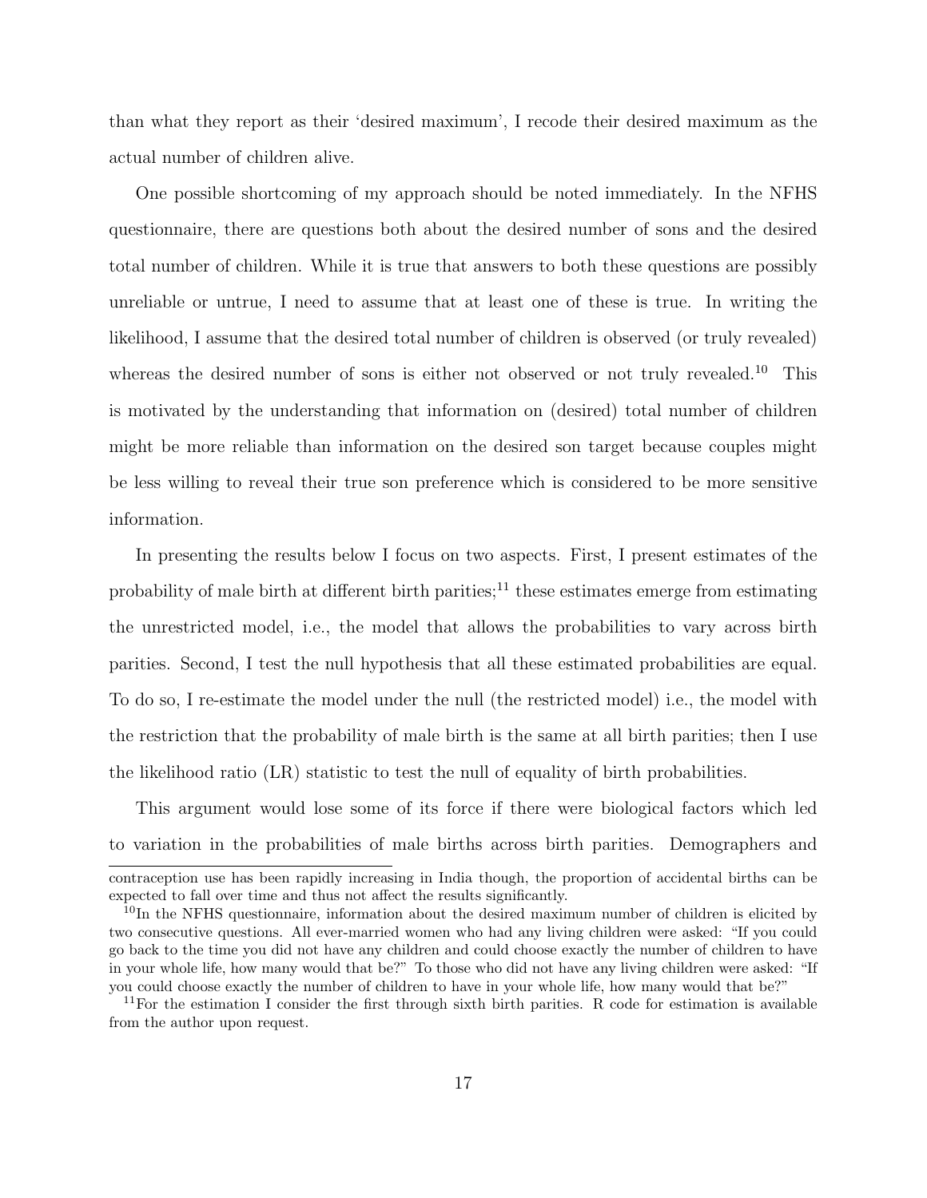than what they report as their 'desired maximum', I recode their desired maximum as the actual number of children alive.

One possible shortcoming of my approach should be noted immediately. In the NFHS questionnaire, there are questions both about the desired number of sons and the desired total number of children. While it is true that answers to both these questions are possibly unreliable or untrue, I need to assume that at least one of these is true. In writing the likelihood, I assume that the desired total number of children is observed (or truly revealed) whereas the desired number of sons is either not observed or not truly revealed.[10] This is motivated by the understanding that information on (desired) total number of children might be more reliable than information on the desired son target because couples might be less willing to reveal their true son preference which is considered to be more sensitive information.

In presenting the results below I focus on two aspects. First, I present estimates of the probability of male birth at different birth parities;[11] these estimates emerge from estimating the unrestricted model, i.e., the model that allows the probabilities to vary across birth parities. Second, I test the null hypothesis that all these estimated probabilities are equal. To do so, I re-estimate the model under the null (the restricted model) i.e., the model with the restriction that the probability of male birth is the same at all birth parities; then I use the likelihood ratio (LR) statistic to test the null of equality of birth probabilities.

This argument would lose some of its force if there were biological factors which led to variation in the probabilities of male births across birth parities. Demographers and

---

contraception use has been rapidly increasing in India though, the proportion of accidental births can be expected to fall over time and thus not affect the results significantly.

[10] In the NFHS questionnaire, information about the desired maximum number of children is elicited by two consecutive questions. All ever-married women who had any living children were asked: "If you could go back to the time you did not have any children and could choose exactly the number of children to have in your whole life, how many would that be?" To those who did not have any living children were asked: "If you could choose exactly the number of children to have in your whole life, how many would that be?"

[11] For the estimation I consider the first through sixth birth parities. R code for estimation is available from the author upon request.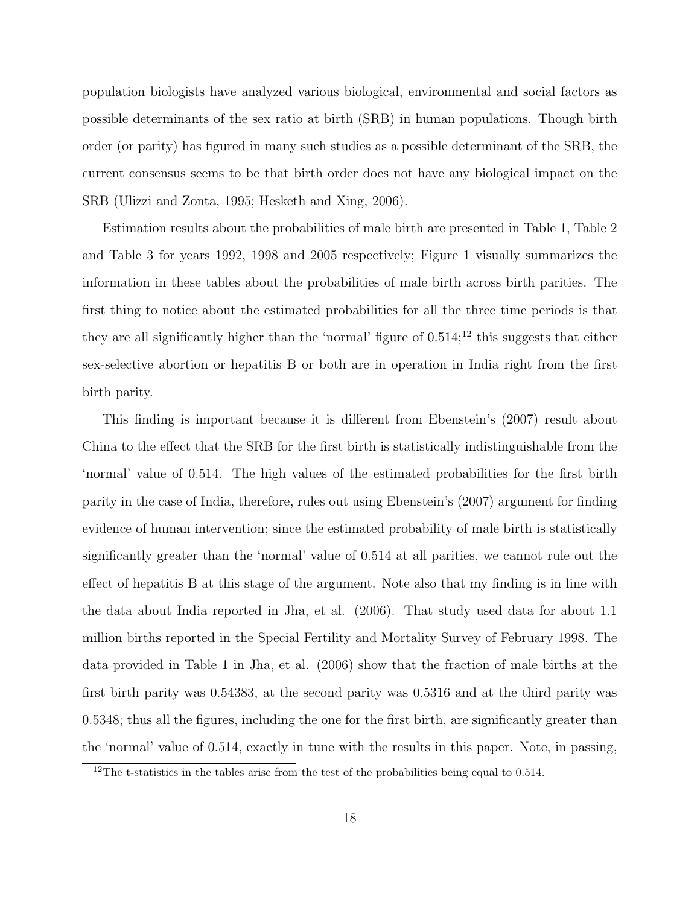population biologists have analyzed various biological, environmental and social factors as possible determinants of the sex ratio at birth (SRB) in human populations. Though birth order (or parity) has figured in many such studies as a possible determinant of the SRB, the current consensus seems to be that birth order does not have any biological impact on the SRB (Ulizzi and Zonta, 1995; Hesketh and Xing, 2006).

Estimation results about the probabilities of male birth are presented in Table 1, Table 2 and Table 3 for years 1992, 1998 and 2005 respectively; Figure 1 visually summarizes the information in these tables about the probabilities of male birth across birth parities. The first thing to notice about the estimated probabilities for all the three time periods is that they are all significantly higher than the 'normal' figure of 0.514;[12] this suggests that either sex-selective abortion or hepatitis B or both are in operation in India right from the first birth parity.

This finding is important because it is different from Ebenstein's (2007) result about China to the effect that the SRB for the first birth is statistically indistinguishable from the 'normal' value of 0.514. The high values of the estimated probabilities for the first birth parity in the case of India, therefore, rules out using Ebenstein's (2007) argument for finding evidence of human intervention; since the estimated probability of male birth is statistically significantly greater than the 'normal' value of 0.514 at all parities, we cannot rule out the effect of hepatitis B at this stage of the argument. Note also that my finding is in line with the data about India reported in Jha, et al. (2006). That study used data for about 1.1 million births reported in the Special Fertility and Mortality Survey of February 1998. The data provided in Table 1 in Jha, et al. (2006) show that the fraction of male births at the first birth parity was 0.54383, at the second parity was 0.5316 and at the third parity was 0.5348; thus all the figures, including the one for the first birth, are significantly greater than the 'normal' value of 0.514, exactly in tune with the results in this paper. Note, in passing,

[12]The t-statistics in the tables arise from the test of the probabilities being equal to 0.514.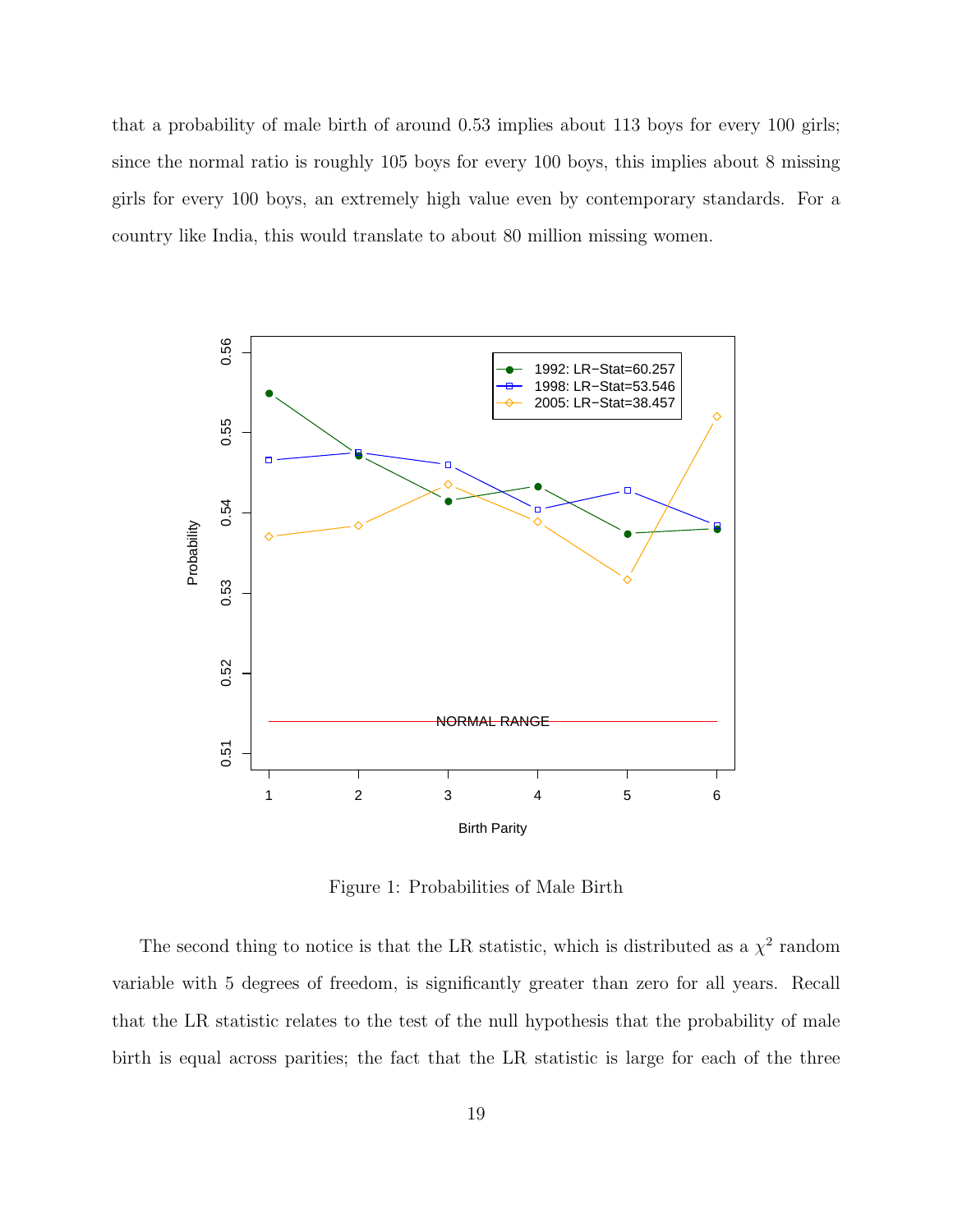that a probability of male birth of around 0.53 implies about 113 boys for every 100 girls; since the normal ratio is roughly 105 boys for every 100 boys, this implies about 8 missing girls for every 100 boys, an extremely high value even by contemporary standards. For a country like India, this would translate to about 80 million missing women.

Figure 1: Probabilities of Male Birth

The second thing to notice is that the LR statistic, which is distributed as a $\chi^2$ random variable with 5 degrees of freedom, is significantly greater than zero for all years. Recall that the LR statistic relates to the test of the null hypothesis that the probability of male birth is equal across parities; the fact that the LR statistic is large for each of the three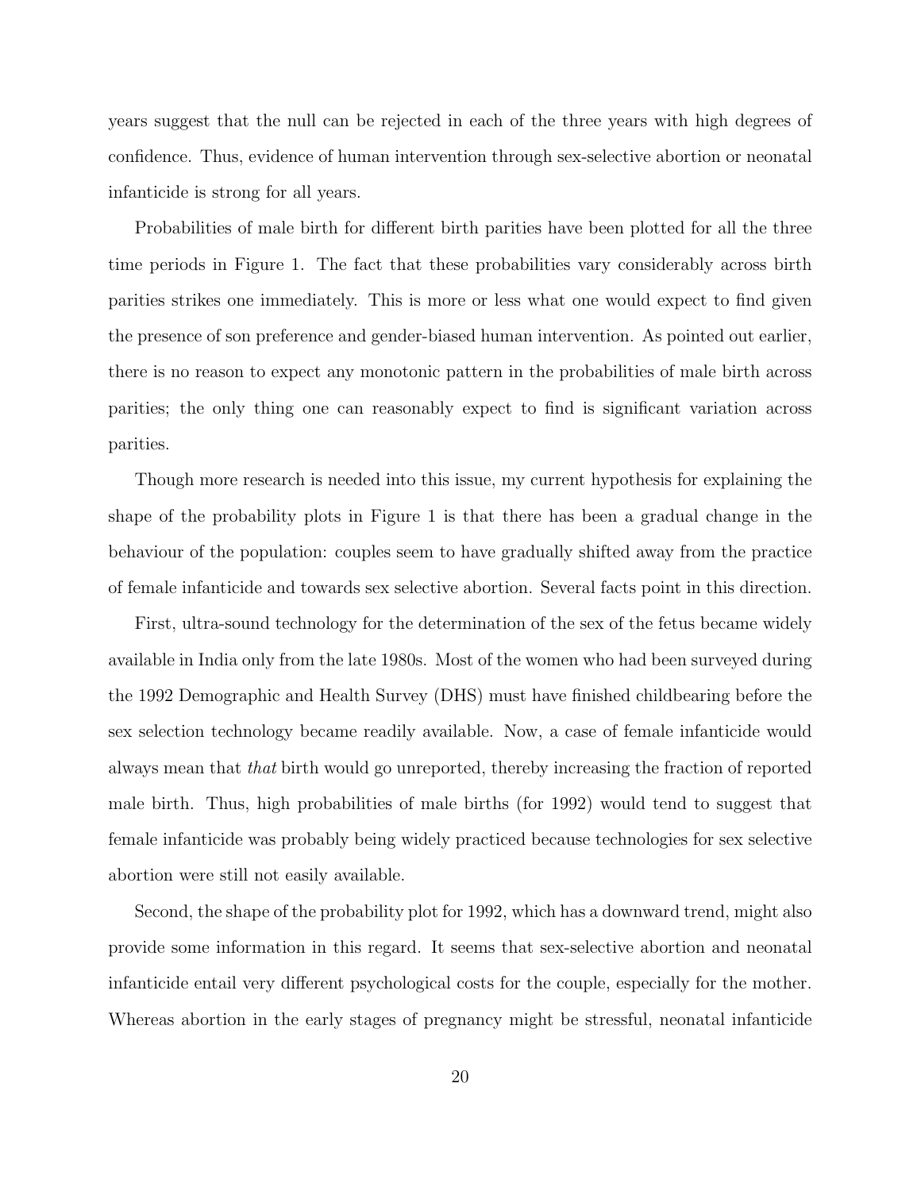years suggest that the null can be rejected in each of the three years with high degrees of confidence. Thus, evidence of human intervention through sex-selective abortion or neonatal infanticide is strong for all years.

Probabilities of male birth for different birth parities have been plotted for all the three time periods in Figure 1. The fact that these probabilities vary considerably across birth parities strikes one immediately. This is more or less what one would expect to find given the presence of son preference and gender-biased human intervention. As pointed out earlier, there is no reason to expect any monotonic pattern in the probabilities of male birth across parities; the only thing one can reasonably expect to find is significant variation across parities.

Though more research is needed into this issue, my current hypothesis for explaining the shape of the probability plots in Figure 1 is that there has been a gradual change in the behaviour of the population: couples seem to have gradually shifted away from the practice of female infanticide and towards sex selective abortion. Several facts point in this direction.

First, ultra-sound technology for the determination of the sex of the fetus became widely available in India only from the late 1980s. Most of the women who had been surveyed during the 1992 Demographic and Health Survey (DHS) must have finished childbearing before the sex selection technology became readily available. Now, a case of female infanticide would always mean that *that* birth would go unreported, thereby increasing the fraction of reported male birth. Thus, high probabilities of male births (for 1992) would tend to suggest that female infanticide was probably being widely practiced because technologies for sex selective abortion were still not easily available.

Second, the shape of the probability plot for 1992, which has a downward trend, might also provide some information in this regard. It seems that sex-selective abortion and neonatal infanticide entail very different psychological costs for the couple, especially for the mother. Whereas abortion in the early stages of pregnancy might be stressful, neonatal infanticide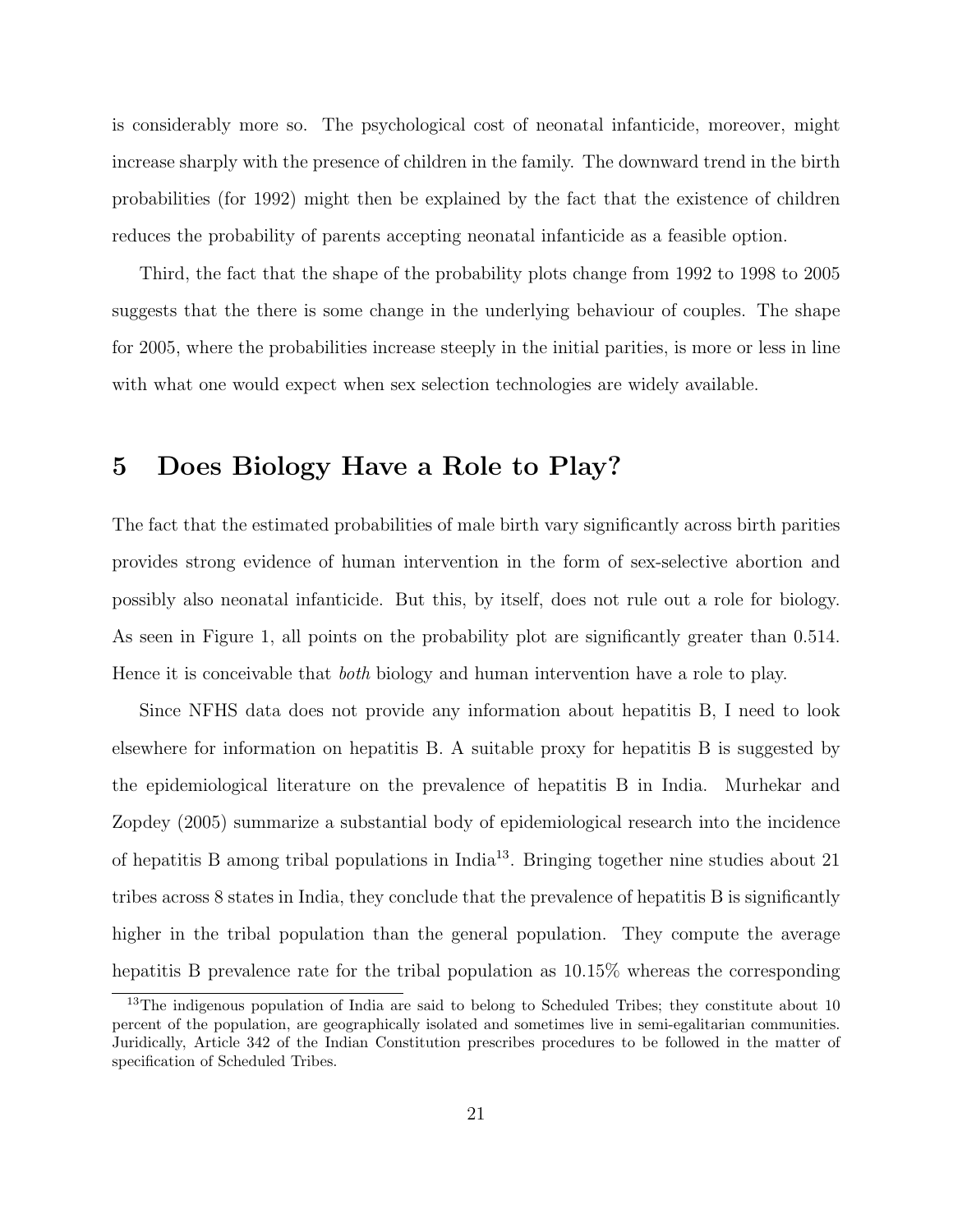is considerably more so. The psychological cost of neonatal infanticide, moreover, might increase sharply with the presence of children in the family. The downward trend in the birth probabilities (for 1992) might then be explained by the fact that the existence of children reduces the probability of parents accepting neonatal infanticide as a feasible option.

Third, the fact that the shape of the probability plots change from 1992 to 1998 to 2005 suggests that the there is some change in the underlying behaviour of couples. The shape for 2005, where the probabilities increase steeply in the initial parities, is more or less in line with what one would expect when sex selection technologies are widely available.

## 5 Does Biology Have a Role to Play?

The fact that the estimated probabilities of male birth vary significantly across birth parities provides strong evidence of human intervention in the form of sex-selective abortion and possibly also neonatal infanticide. But this, by itself, does not rule out a role for biology. As seen in Figure 1, all points on the probability plot are significantly greater than 0.514. Hence it is conceivable that *both* biology and human intervention have a role to play.

Since NFHS data does not provide any information about hepatitis B, I need to look elsewhere for information on hepatitis B. A suitable proxy for hepatitis B is suggested by the epidemiological literature on the prevalence of hepatitis B in India. Murhekar and Zopdey (2005) summarize a substantial body of epidemiological research into the incidence of hepatitis B among tribal populations in India[13]. Bringing together nine studies about 21 tribes across 8 states in India, they conclude that the prevalence of hepatitis B is significantly higher in the tribal population than the general population. They compute the average hepatitis B prevalence rate for the tribal population as 10.15% whereas the corresponding

[13]The indigenous population of India are said to belong to Scheduled Tribes; they constitute about 10 percent of the population, are geographically isolated and sometimes live in semi-egalitarian communities. Juridically, Article 342 of the Indian Constitution prescribes procedures to be followed in the matter of specification of Scheduled Tribes.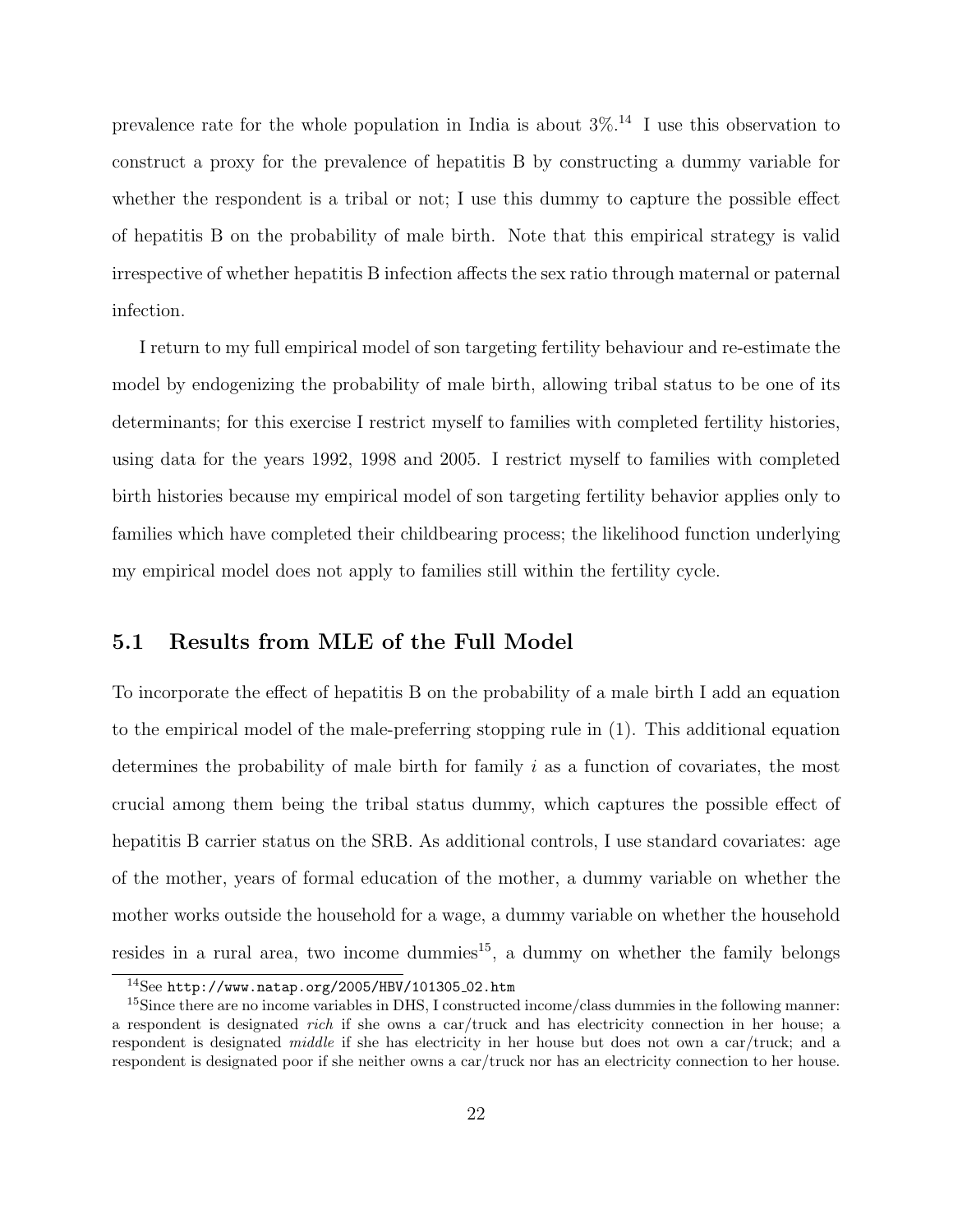prevalence rate for the whole population in India is about 3%.[14] I use this observation to construct a proxy for the prevalence of hepatitis B by constructing a dummy variable for whether the respondent is a tribal or not; I use this dummy to capture the possible effect of hepatitis B on the probability of male birth. Note that this empirical strategy is valid irrespective of whether hepatitis B infection affects the sex ratio through maternal or paternal infection.

I return to my full empirical model of son targeting fertility behaviour and re-estimate the model by endogenizing the probability of male birth, allowing tribal status to be one of its determinants; for this exercise I restrict myself to families with completed fertility histories, using data for the years 1992, 1998 and 2005. I restrict myself to families with completed birth histories because my empirical model of son targeting fertility behavior applies only to families which have completed their childbearing process; the likelihood function underlying my empirical model does not apply to families still within the fertility cycle.

## 5.1 Results from MLE of the Full Model

To incorporate the effect of hepatitis B on the probability of a male birth I add an equation to the empirical model of the male-preferring stopping rule in (1). This additional equation determines the probability of male birth for family $i$ as a function of covariates, the most crucial among them being the tribal status dummy, which captures the possible effect of hepatitis B carrier status on the SRB. As additional controls, I use standard covariates: age of the mother, years of formal education of the mother, a dummy variable on whether the mother works outside the household for a wage, a dummy variable on whether the household resides in a rural area, two income dummies[15], a dummy on whether the family belongs

[14] See http://www.natap.org/2005/HBV/101305_02.htm

[15] Since there are no income variables in DHS, I constructed income/class dummies in the following manner: a respondent is designated *rich* if she owns a car/truck and has electricity connection in her house; a respondent is designated *middle* if she has electricity in her house but does not own a car/truck; and a respondent is designated poor if she neither owns a car/truck nor has an electricity connection to her house.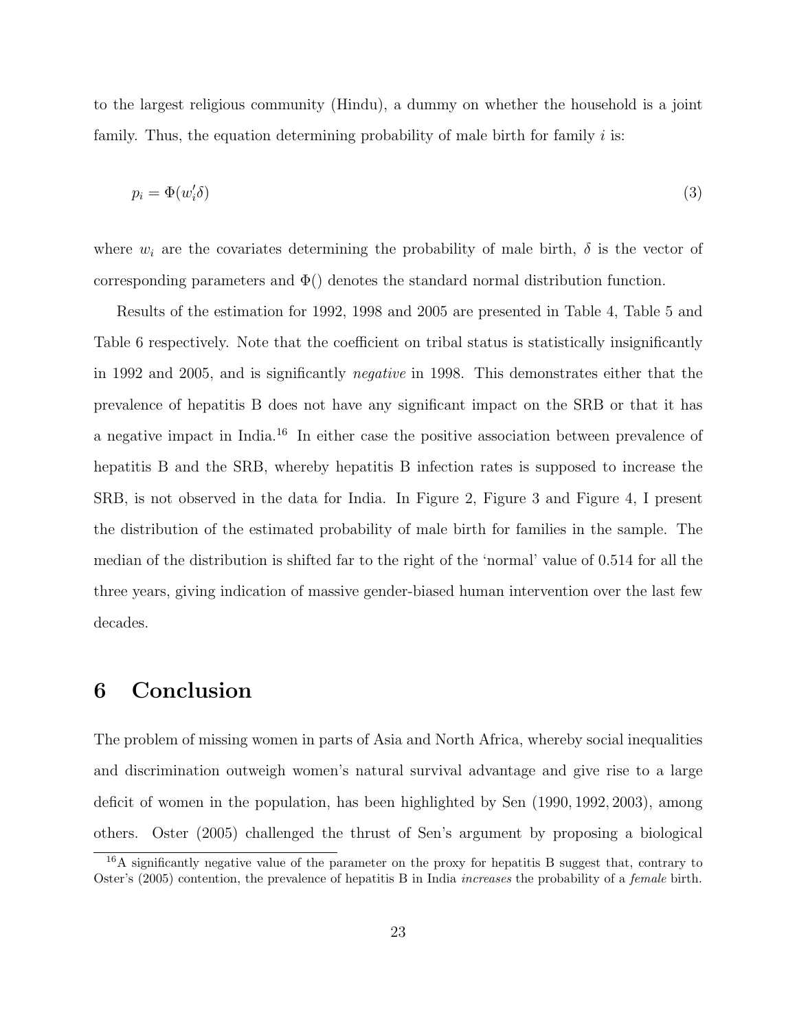to the largest religious community (Hindu), a dummy on whether the household is a joint family. Thus, the equation determining probability of male birth for family $i$ is:

$$p_i = \Phi(w_i'\delta) \tag{3}$$

where $w_i$ are the covariates determining the probability of male birth, $\delta$ is the vector of corresponding parameters and $\Phi()$ denotes the standard normal distribution function.

Results of the estimation for 1992, 1998 and 2005 are presented in Table 4, Table 5 and Table 6 respectively. Note that the coefficient on tribal status is statistically insignificantly in 1992 and 2005, and is significantly *negative* in 1998. This demonstrates either that the prevalence of hepatitis B does not have any significant impact on the SRB or that it has a negative impact in India.[16] In either case the positive association between prevalence of hepatitis B and the SRB, whereby hepatitis B infection rates is supposed to increase the SRB, is not observed in the data for India. In Figure 2, Figure 3 and Figure 4, I present the distribution of the estimated probability of male birth for families in the sample. The median of the distribution is shifted far to the right of the 'normal' value of 0.514 for all the three years, giving indication of massive gender-biased human intervention over the last few decades.

# 6 Conclusion

The problem of missing women in parts of Asia and North Africa, whereby social inequalities and discrimination outweigh women's natural survival advantage and give rise to a large deficit of women in the population, has been highlighted by Sen (1990, 1992, 2003), among others. Oster (2005) challenged the thrust of Sen's argument by proposing a biological

[16] A significantly negative value of the parameter on the proxy for hepatitis B suggest that, contrary to Oster's (2005) contention, the prevalence of hepatitis B in India *increases* the probability of a *female* birth.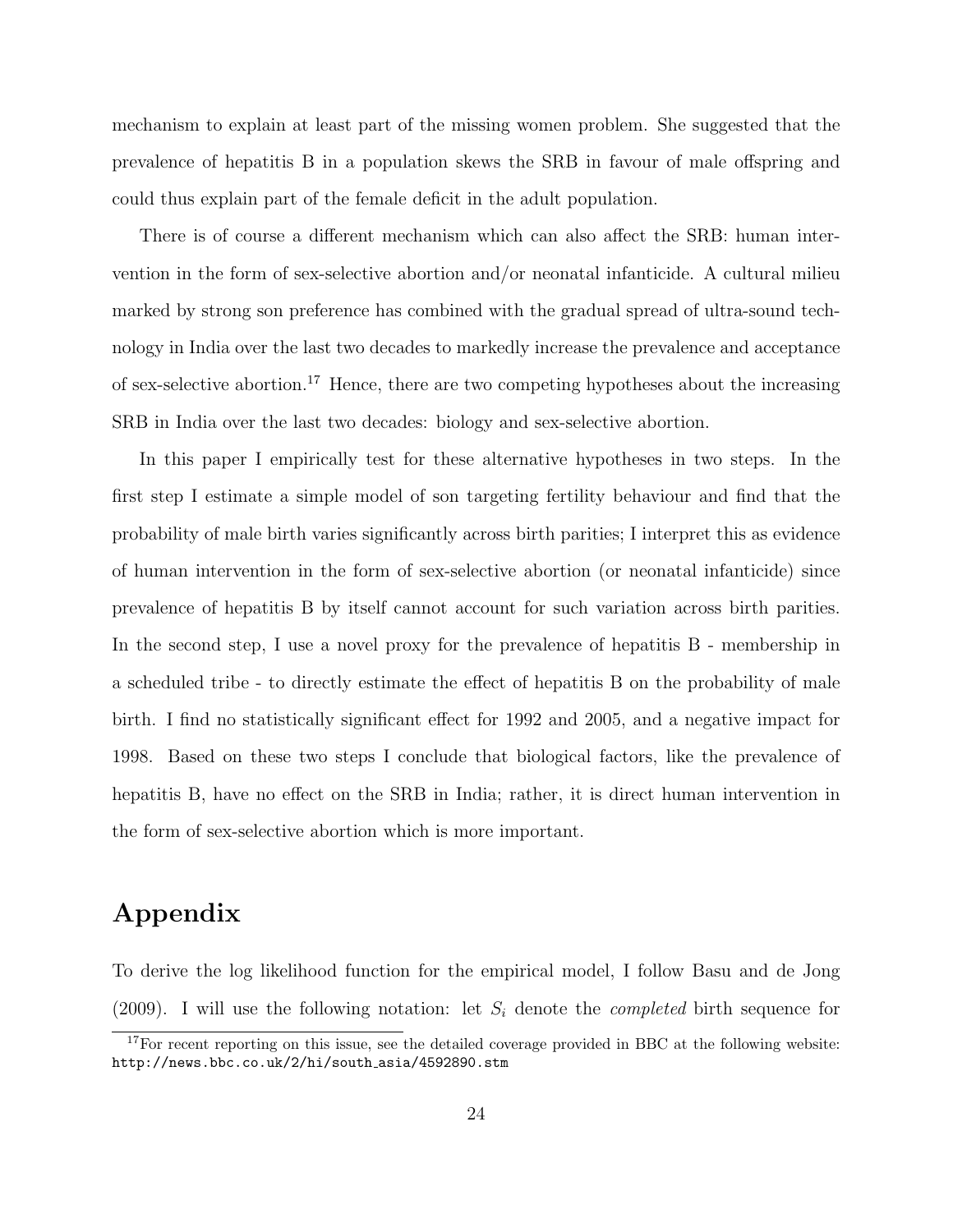mechanism to explain at least part of the missing women problem. She suggested that the prevalence of hepatitis B in a population skews the SRB in favour of male offspring and could thus explain part of the female deficit in the adult population.

There is of course a different mechanism which can also affect the SRB: human intervention in the form of sex-selective abortion and/or neonatal infanticide. A cultural milieu marked by strong son preference has combined with the gradual spread of ultra-sound technology in India over the last two decades to markedly increase the prevalence and acceptance of sex-selective abortion.[17] Hence, there are two competing hypotheses about the increasing SRB in India over the last two decades: biology and sex-selective abortion.

In this paper I empirically test for these alternative hypotheses in two steps. In the first step I estimate a simple model of son targeting fertility behaviour and find that the probability of male birth varies significantly across birth parities; I interpret this as evidence of human intervention in the form of sex-selective abortion (or neonatal infanticide) since prevalence of hepatitis B by itself cannot account for such variation across birth parities. In the second step, I use a novel proxy for the prevalence of hepatitis B - membership in a scheduled tribe - to directly estimate the effect of hepatitis B on the probability of male birth. I find no statistically significant effect for 1992 and 2005, and a negative impact for 1998. Based on these two steps I conclude that biological factors, like the prevalence of hepatitis B, have no effect on the SRB in India; rather, it is direct human intervention in the form of sex-selective abortion which is more important.

# Appendix

To derive the log likelihood function for the empirical model, I follow Basu and de Jong (2009). I will use the following notation: let $S_i$ denote the *completed* birth sequence for

[17] For recent reporting on this issue, see the detailed coverage provided in BBC at the following website: http://news.bbc.co.uk/2/hi/south_asia/4592890.stm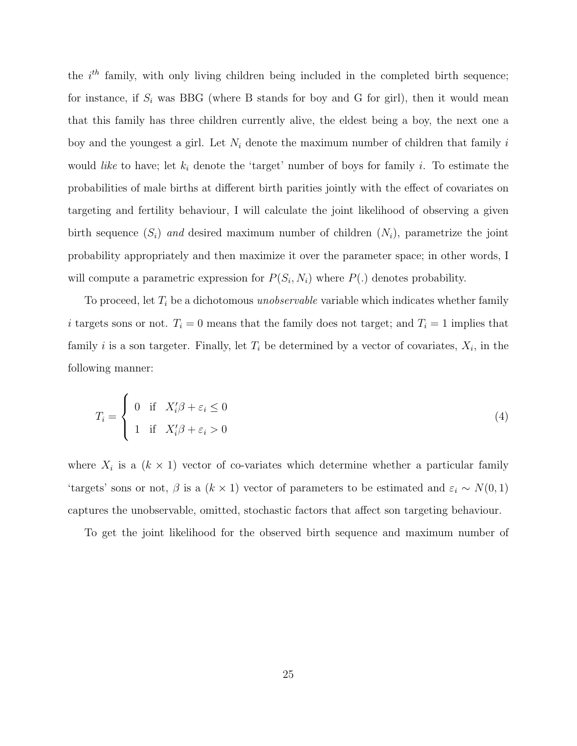the $i^{th}$ family, with only living children being included in the completed birth sequence; for instance, if $S_i$ was BBG (where B stands for boy and G for girl), then it would mean that this family has three children currently alive, the eldest being a boy, the next one a boy and the youngest a girl. Let $N_i$ denote the maximum number of children that family $i$ would *like* to have; let $k_i$ denote the 'target' number of boys for family $i$. To estimate the probabilities of male births at different birth parities jointly with the effect of covariates on targeting and fertility behaviour, I will calculate the joint likelihood of observing a given birth sequence ($S_i$) *and* desired maximum number of children ($N_i$), parametrize the joint probability appropriately and then maximize it over the parameter space; in other words, I will compute a parametric expression for $P(S_i, N_i)$ where $P(.)$ denotes probability.

To proceed, let $T_i$ be a dichotomous *unobservable* variable which indicates whether family $i$ targets sons or not. $T_i = 0$ means that the family does not target; and $T_i = 1$ implies that family $i$ is a son targeter. Finally, let $T_i$ be determined by a vector of covariates, $X_i$, in the following manner:

$$T_i = \begin{cases} 0 & \text{if} \quad X_i'\beta + \varepsilon_i \leq 0 \\ 1 & \text{if} \quad X_i'\beta + \varepsilon_i > 0 \end{cases} \tag{4}$$

where $X_i$ is a $(k \times 1)$ vector of co-variates which determine whether a particular family 'targets' sons or not, $\beta$ is a $(k \times 1)$ vector of parameters to be estimated and $\varepsilon_i \sim N(0, 1)$ captures the unobservable, omitted, stochastic factors that affect son targeting behaviour.

To get the joint likelihood for the observed birth sequence and maximum number of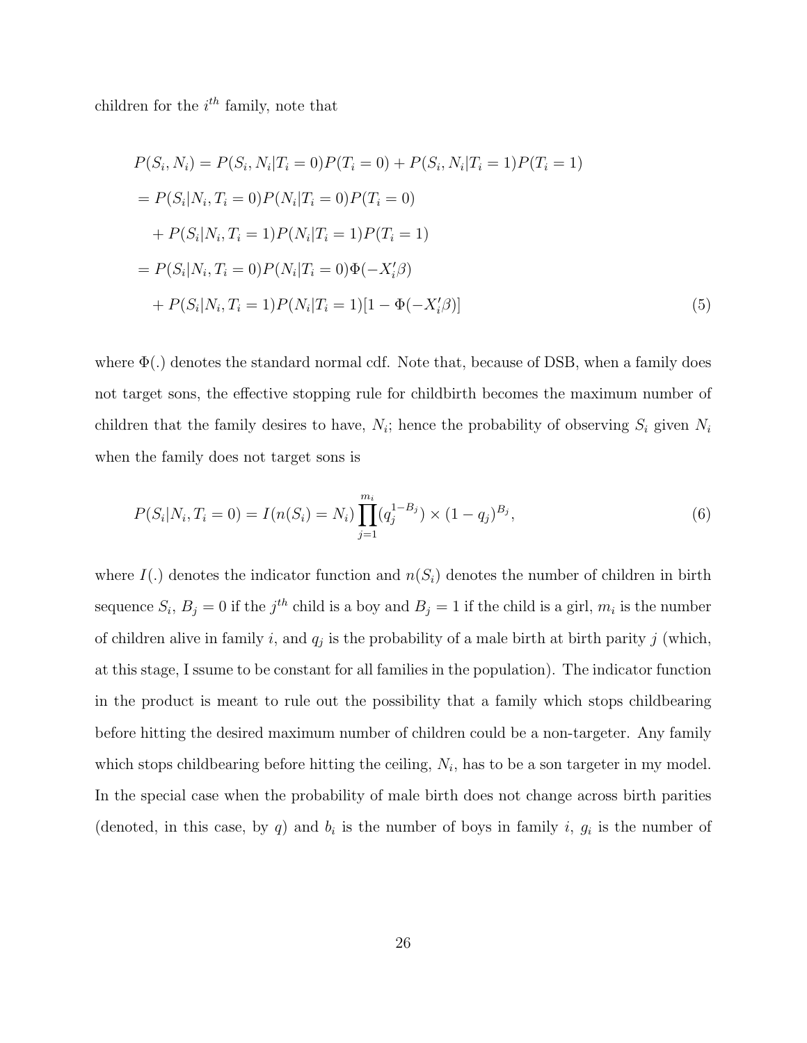children for the $i^{th}$ family, note that

$$
\begin{aligned}
P(S_i, N_i) &= P(S_i, N_i | T_i = 0)P(T_i = 0) + P(S_i, N_i | T_i = 1)P(T_i = 1) \\
&= P(S_i | N_i, T_i = 0)P(N_i | T_i = 0)P(T_i = 0) \\
&\quad + P(S_i | N_i, T_i = 1)P(N_i | T_i = 1)P(T_i = 1) \\
&= P(S_i | N_i, T_i = 0)P(N_i | T_i = 0)\Phi(-X_i'\beta) \\
&\quad + P(S_i | N_i, T_i = 1)P(N_i | T_i = 1)[1 - \Phi(-X_i'\beta)]
\end{aligned}
\tag{5}
$$

where $\Phi(.)$ denotes the standard normal cdf. Note that, because of DSB, when a family does not target sons, the effective stopping rule for childbirth becomes the maximum number of children that the family desires to have, $N_i$; hence the probability of observing $S_i$ given $N_i$ when the family does not target sons is

$$
P(S_i | N_i, T_i = 0) = I(n(S_i) = N_i) \prod_{j=1}^{m_i} (q_j^{1-B_j}) \times (1 - q_j)^{B_j}, \tag{6}
$$

where $I(.)$ denotes the indicator function and $n(S_i)$ denotes the number of children in birth sequence $S_i$, $B_j = 0$ if the $j^{th}$ child is a boy and $B_j = 1$ if the child is a girl, $m_i$ is the number of children alive in family $i$, and $q_j$ is the probability of a male birth at birth parity $j$ (which, at this stage, I ssume to be constant for all families in the population). The indicator function in the product is meant to rule out the possibility that a family which stops childbearing before hitting the desired maximum number of children could be a non-targeter. Any family which stops childbearing before hitting the ceiling, $N_i$, has to be a son targeter in my model. In the special case when the probability of male birth does not change across birth parities (denoted, in this case, by $q$) and $b_i$ is the number of boys in family $i$, $g_i$ is the number of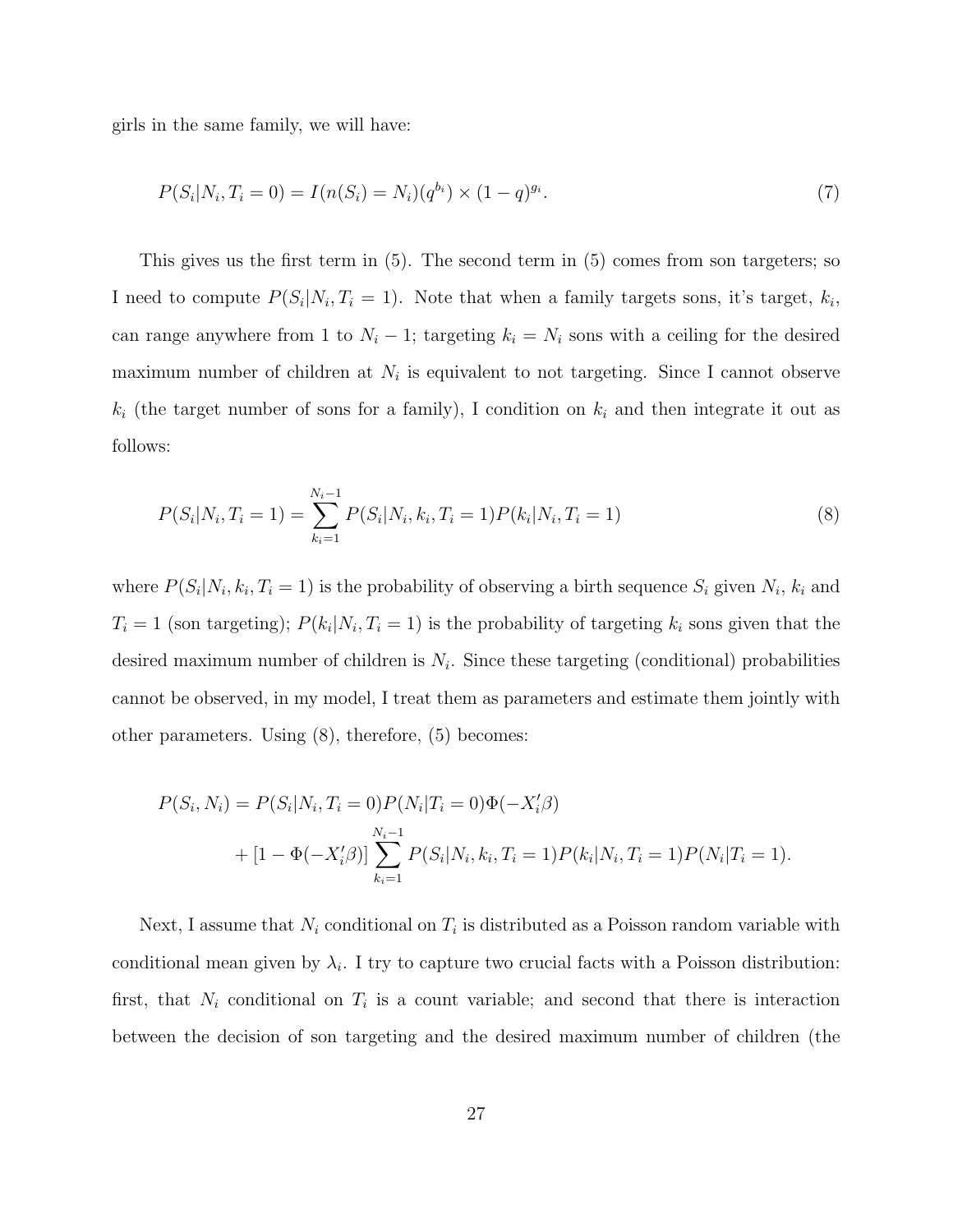girls in the same family, we will have:

$$P(S_i|N_i, T_i = 0) = I(n(S_i) = N_i)(q^{b_i}) \times (1 - q)^{g_i}. \tag{7}$$

This gives us the first term in (5). The second term in (5) comes from son targeters; so I need to compute $P(S_i|N_i, T_i = 1)$. Note that when a family targets sons, it's target, $k_i$, can range anywhere from 1 to $N_i - 1$; targeting $k_i = N_i$ sons with a ceiling for the desired maximum number of children at $N_i$ is equivalent to not targeting. Since I cannot observe $k_i$ (the target number of sons for a family), I condition on $k_i$ and then integrate it out as follows:

$$P(S_i|N_i, T_i = 1) = \sum_{k_i=1}^{N_i-1} P(S_i|N_i, k_i, T_i = 1)P(k_i|N_i, T_i = 1) \tag{8}$$

where $P(S_i|N_i, k_i, T_i = 1)$ is the probability of observing a birth sequence $S_i$ given $N_i$, $k_i$ and $T_i = 1$ (son targeting); $P(k_i|N_i, T_i = 1)$ is the probability of targeting $k_i$ sons given that the desired maximum number of children is $N_i$. Since these targeting (conditional) probabilities cannot be observed, in my model, I treat them as parameters and estimate them jointly with other parameters. Using (8), therefore, (5) becomes:

$$\begin{aligned} P(S_i, N_i) &= P(S_i|N_i, T_i = 0)P(N_i|T_i = 0)\Phi(-X_i'\beta) \\ &\quad + [1 - \Phi(-X_i'\beta)] \sum_{k_i=1}^{N_i-1} P(S_i|N_i, k_i, T_i = 1)P(k_i|N_i, T_i = 1)P(N_i|T_i = 1). \end{aligned}$$

Next, I assume that $N_i$ conditional on $T_i$ is distributed as a Poisson random variable with conditional mean given by $\lambda_i$. I try to capture two crucial facts with a Poisson distribution: first, that $N_i$ conditional on $T_i$ is a count variable; and second that there is interaction between the decision of son targeting and the desired maximum number of children (the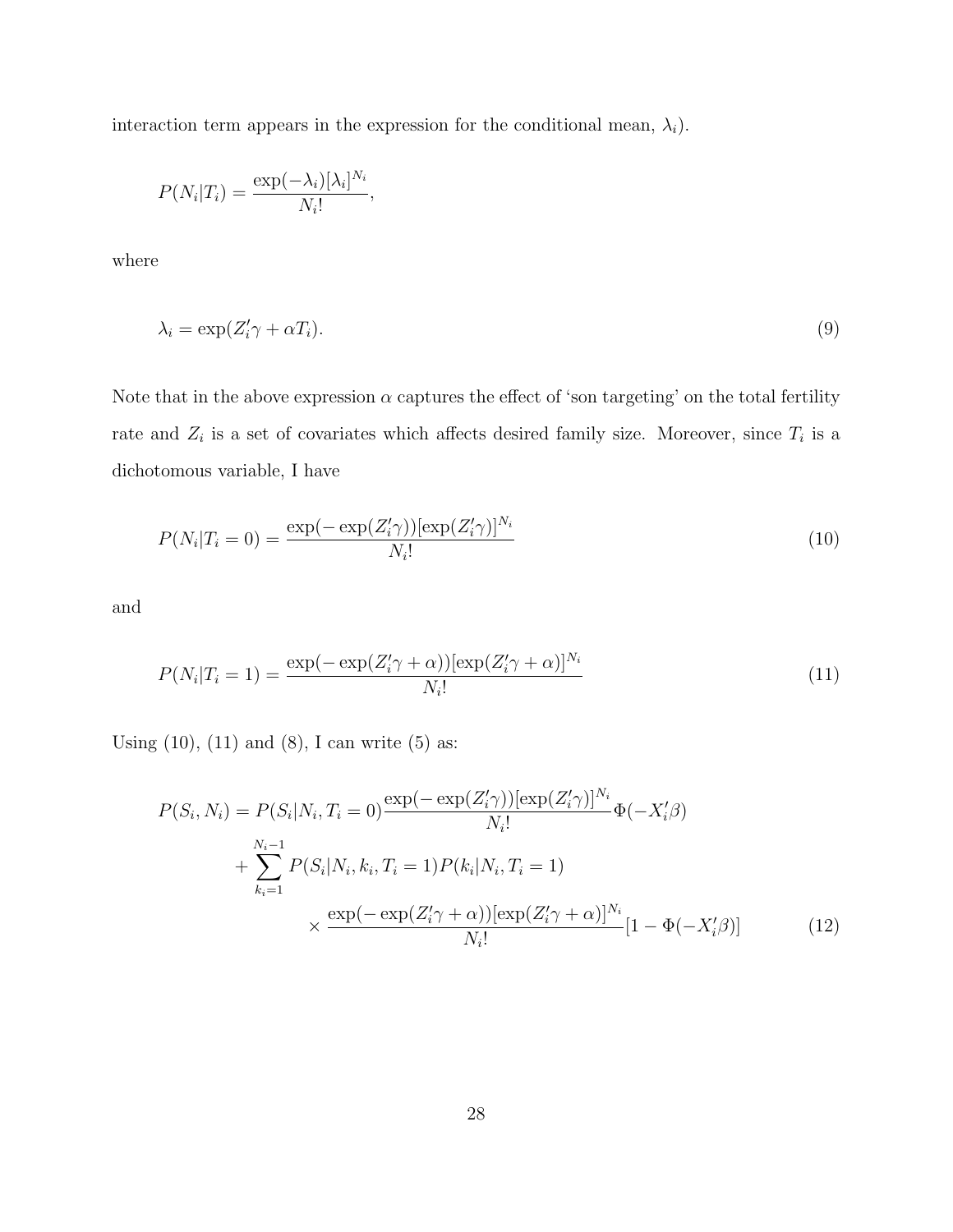interaction term appears in the expression for the conditional mean, $\lambda_i$).

$$P(N_i|T_i) = \frac{\exp(-\lambda_i)[\lambda_i]^{N_i}}{N_i!},$$

where

$$\lambda_i = \exp(Z_i'\gamma + \alpha T_i). \tag{9}$$

Note that in the above expression $\alpha$ captures the effect of 'son targeting' on the total fertility rate and $Z_i$ is a set of covariates which affects desired family size. Moreover, since $T_i$ is a dichotomous variable, I have

$$P(N_i|T_i = 0) = \frac{\exp(-\exp(Z_i'\gamma))[\exp(Z_i'\gamma)]^{N_i}}{N_i!} \tag{10}$$

and

$$P(N_i|T_i = 1) = \frac{\exp(-\exp(Z_i'\gamma + \alpha))[\exp(Z_i'\gamma + \alpha)]^{N_i}}{N_i!} \tag{11}$$

Using (10), (11) and (8), I can write (5) as:

$$\begin{aligned} P(S_i, N_i) = {} & P(S_i|N_i, T_i = 0)\frac{\exp(-\exp(Z_i'\gamma))[\exp(Z_i'\gamma)]^{N_i}}{N_i!}\Phi(-X_i'\beta) \\ & + \sum_{k_i=1}^{N_i-1} P(S_i|N_i, k_i, T_i = 1)P(k_i|N_i, T_i = 1) \\ & \qquad \times \frac{\exp(-\exp(Z_i'\gamma + \alpha))[\exp(Z_i'\gamma + \alpha)]^{N_i}}{N_i!}[1 - \Phi(-X_i'\beta)] \end{aligned} \tag{12}$$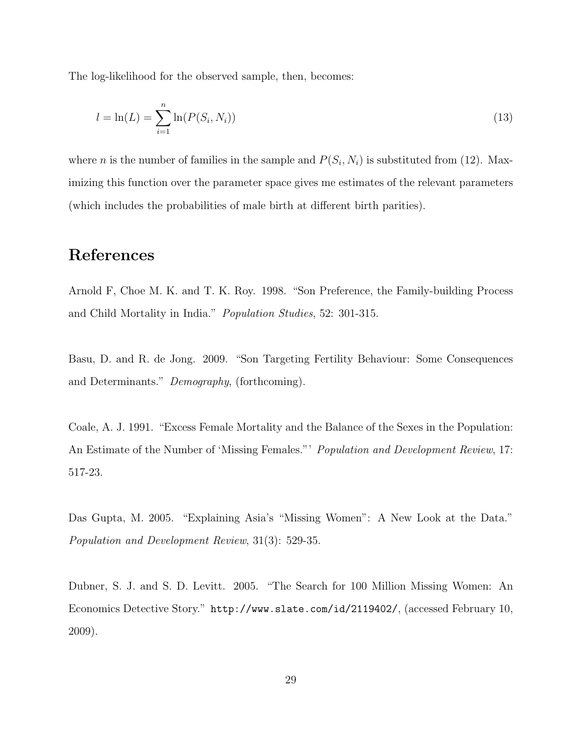The log-likelihood for the observed sample, then, becomes:

$$l = \ln(L) = \sum_{i=1}^{n} \ln(P(S_i, N_i)) \tag{13}$$

where $n$ is the number of families in the sample and $P(S_i, N_i)$ is substituted from (12). Maximizing this function over the parameter space gives me estimates of the relevant parameters (which includes the probabilities of male birth at different birth parities).

# References

Arnold F, Choe M. K. and T. K. Roy. 1998. "Son Preference, the Family-building Process and Child Mortality in India." *Population Studies*, 52: 301-315.

Basu, D. and R. de Jong. 2009. "Son Targeting Fertility Behaviour: Some Consequences and Determinants." *Demography*, (forthcoming).

Coale, A. J. 1991. "Excess Female Mortality and the Balance of the Sexes in the Population: An Estimate of the Number of 'Missing Females."' *Population and Development Review*, 17: 517-23.

Das Gupta, M. 2005. "Explaining Asia's "Missing Women": A New Look at the Data." *Population and Development Review*, 31(3): 529-35.

Dubner, S. J. and S. D. Levitt. 2005. "The Search for 100 Million Missing Women: An Economics Detective Story." `http://www.slate.com/id/2119402/`, (accessed February 10, 2009).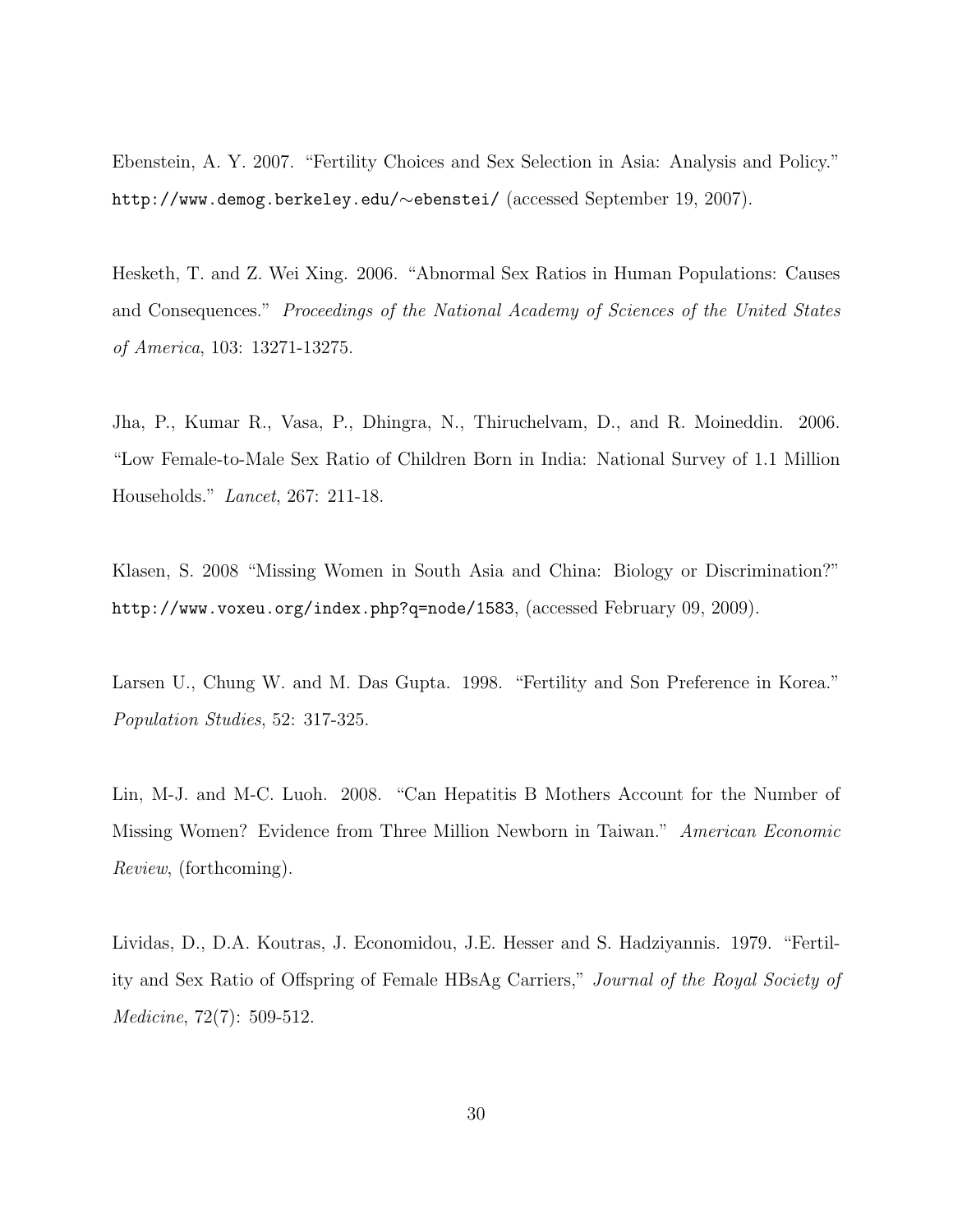Ebenstein, A. Y. 2007. "Fertility Choices and Sex Selection in Asia: Analysis and Policy." http://www.demog.berkeley.edu/∼ebenstei/ (accessed September 19, 2007).

Hesketh, T. and Z. Wei Xing. 2006. "Abnormal Sex Ratios in Human Populations: Causes and Consequences." *Proceedings of the National Academy of Sciences of the United States of America*, 103: 13271-13275.

Jha, P., Kumar R., Vasa, P., Dhingra, N., Thiruchelvam, D., and R. Moineddin. 2006. "Low Female-to-Male Sex Ratio of Children Born in India: National Survey of 1.1 Million Households." *Lancet*, 267: 211-18.

Klasen, S. 2008 "Missing Women in South Asia and China: Biology or Discrimination?" http://www.voxeu.org/index.php?q=node/1583, (accessed February 09, 2009).

Larsen U., Chung W. and M. Das Gupta. 1998. "Fertility and Son Preference in Korea." *Population Studies*, 52: 317-325.

Lin, M-J. and M-C. Luoh. 2008. "Can Hepatitis B Mothers Account for the Number of Missing Women? Evidence from Three Million Newborn in Taiwan." *American Economic Review*, (forthcoming).

Lividas, D., D.A. Koutras, J. Economidou, J.E. Hesser and S. Hadziyannis. 1979. "Fertility and Sex Ratio of Offspring of Female HBsAg Carriers," *Journal of the Royal Society of Medicine*, 72(7): 509-512.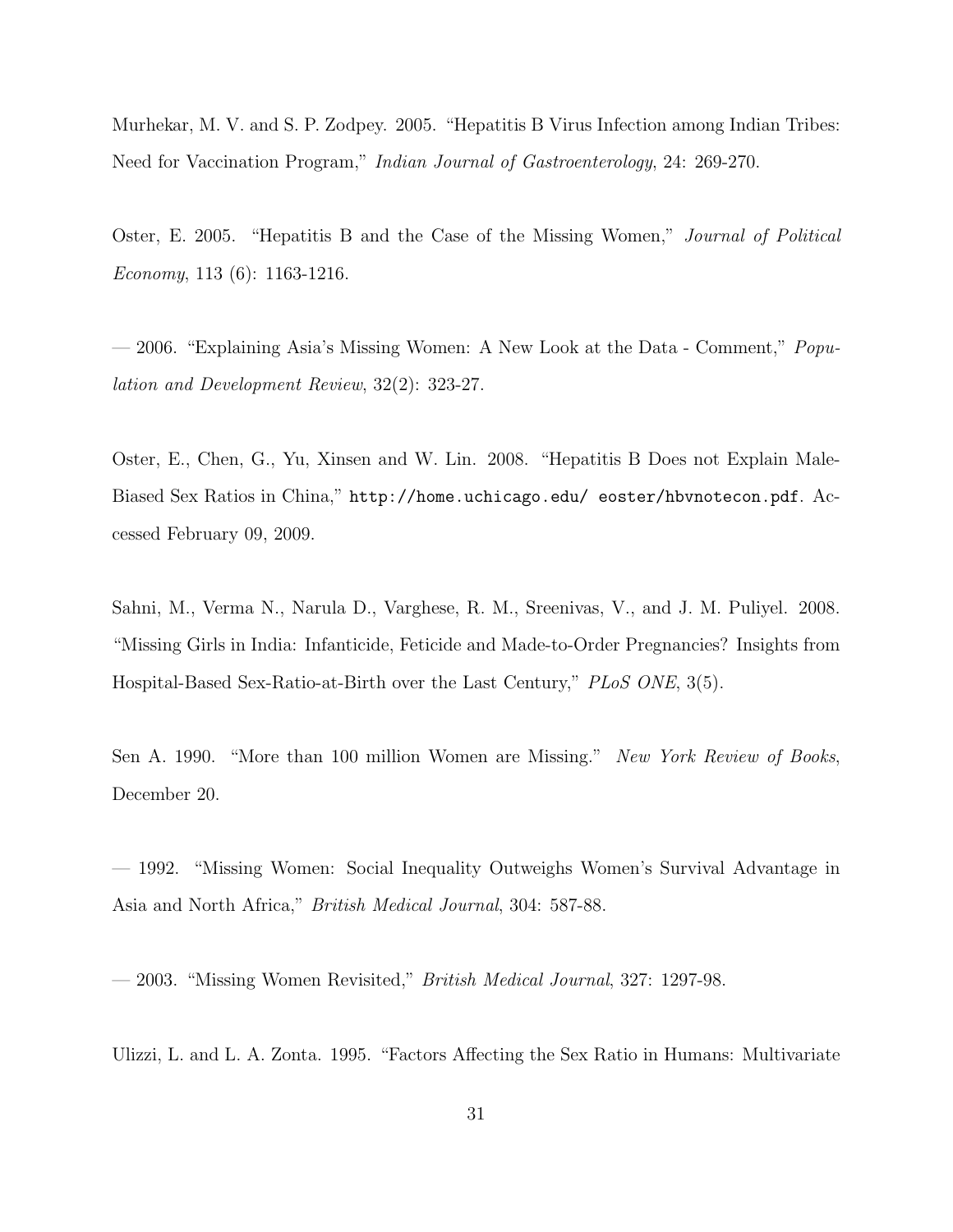Murhekar, M. V. and S. P. Zodpey. 2005. "Hepatitis B Virus Infection among Indian Tribes: Need for Vaccination Program," *Indian Journal of Gastroenterology*, 24: 269-270.

Oster, E. 2005. "Hepatitis B and the Case of the Missing Women," *Journal of Political Economy*, 113 (6): 1163-1216.

— 2006. "Explaining Asia's Missing Women: A New Look at the Data - Comment," *Population and Development Review*, 32(2): 323-27.

Oster, E., Chen, G., Yu, Xinsen and W. Lin. 2008. "Hepatitis B Does not Explain Male-Biased Sex Ratios in China," `http://home.uchicago.edu/ eoster/hbvnotecon.pdf`. Accessed February 09, 2009.

Sahni, M., Verma N., Narula D., Varghese, R. M., Sreenivas, V., and J. M. Puliyel. 2008. "Missing Girls in India: Infanticide, Feticide and Made-to-Order Pregnancies? Insights from Hospital-Based Sex-Ratio-at-Birth over the Last Century," *PLoS ONE*, 3(5).

Sen A. 1990. "More than 100 million Women are Missing." *New York Review of Books*, December 20.

— 1992. "Missing Women: Social Inequality Outweighs Women's Survival Advantage in Asia and North Africa," *British Medical Journal*, 304: 587-88.

— 2003. "Missing Women Revisited," *British Medical Journal*, 327: 1297-98.

Ulizzi, L. and L. A. Zonta. 1995. "Factors Affecting the Sex Ratio in Humans: Multivariate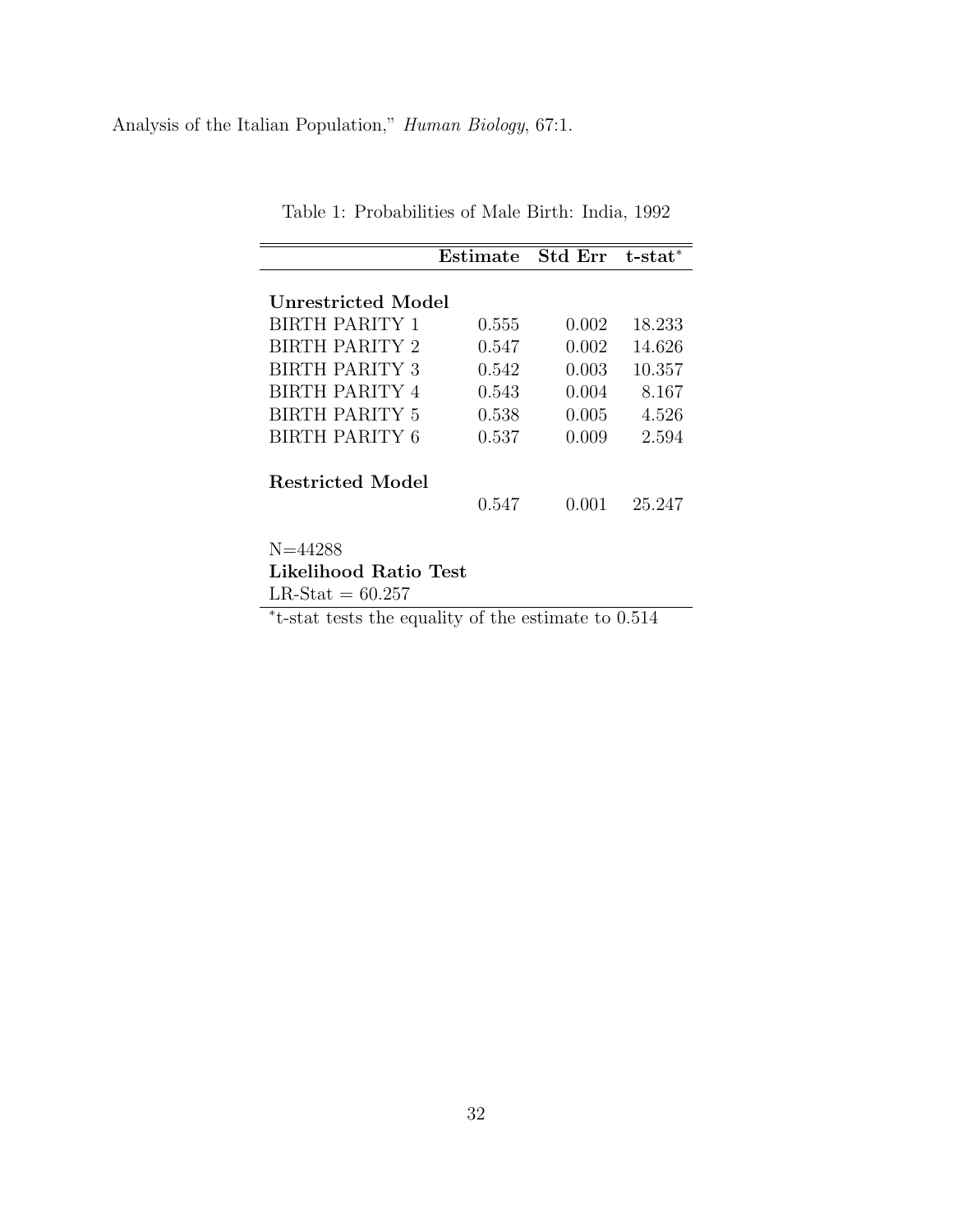Analysis of the Italian Population," *Human Biology*, 67:1.

Table 1: Probabilities of Male Birth: India, 1992

| | **Estimate** | **Std Err** | **t-stat*** |
|---|---|---|---|
| **Unrestricted Model** | | | |
| BIRTH PARITY 1 | 0.555 | 0.002 | 18.233 |
| BIRTH PARITY 2 | 0.547 | 0.002 | 14.626 |
| BIRTH PARITY 3 | 0.542 | 0.003 | 10.357 |
| BIRTH PARITY 4 | 0.543 | 0.004 | 8.167 |
| BIRTH PARITY 5 | 0.538 | 0.005 | 4.526 |
| BIRTH PARITY 6 | 0.537 | 0.009 | 2.594 |
| **Restricted Model** | | | |
| | 0.547 | 0.001 | 25.247 |
| N=44288 | | | |
| **Likelihood Ratio Test** | | | |
| LR-Stat = 60.257 | | | |

*t-stat tests the equality of the estimate to 0.514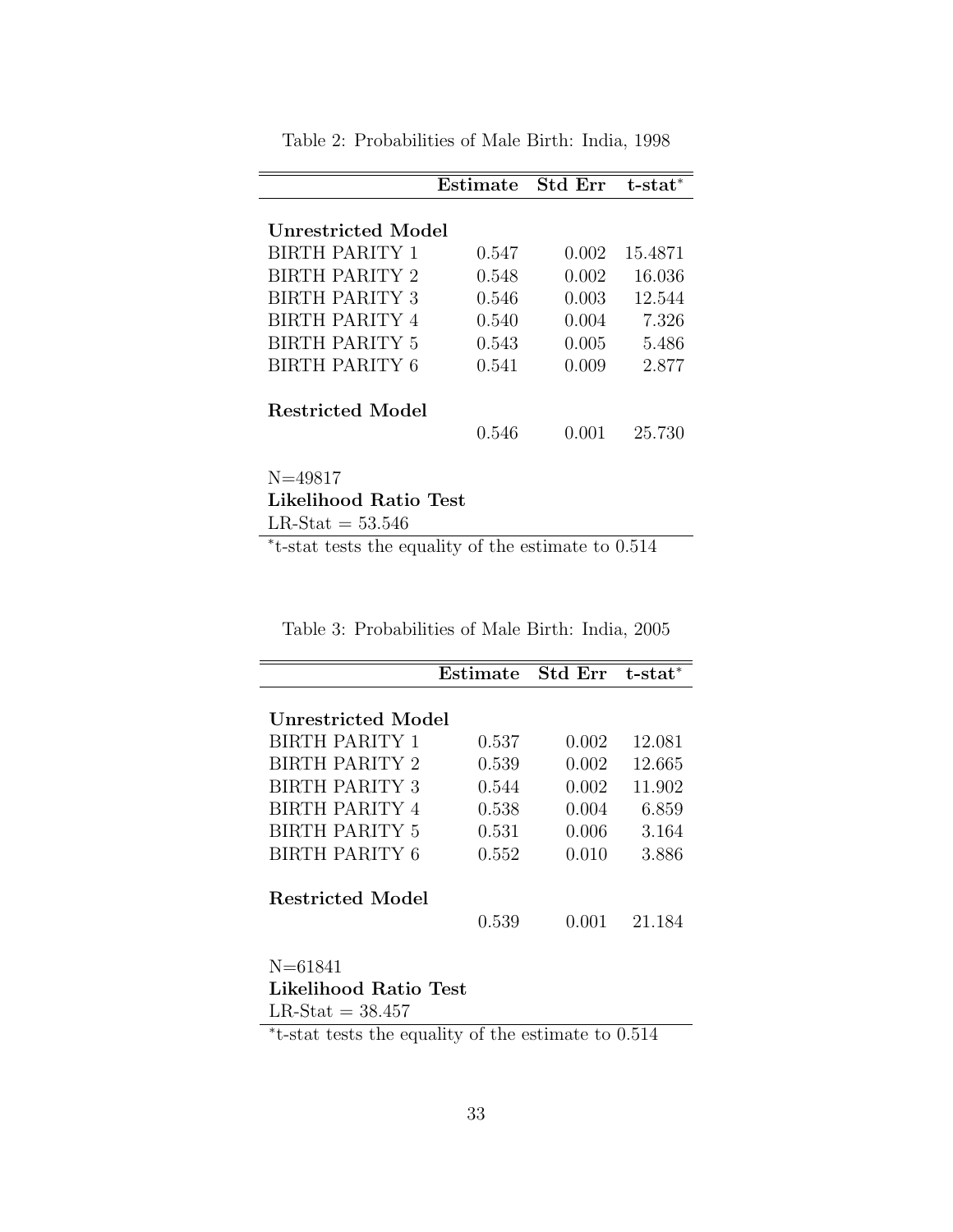Table 2: Probabilities of Male Birth: India, 1998

| | **Estimate** | **Std Err** | **t-stat*** |
|---|---|---|---|
| **Unrestricted Model** | | | |
| BIRTH PARITY 1 | 0.547 | 0.002 | 15.4871 |
| BIRTH PARITY 2 | 0.548 | 0.002 | 16.036 |
| BIRTH PARITY 3 | 0.546 | 0.003 | 12.544 |
| BIRTH PARITY 4 | 0.540 | 0.004 | 7.326 |
| BIRTH PARITY 5 | 0.543 | 0.005 | 5.486 |
| BIRTH PARITY 6 | 0.541 | 0.009 | 2.877 |
| **Restricted Model** | | | |
| | 0.546 | 0.001 | 25.730 |
| N=49817 | | | |
| **Likelihood Ratio Test** | | | |
| LR-Stat = 53.546 | | | |

*t-stat tests the equality of the estimate to 0.514

Table 3: Probabilities of Male Birth: India, 2005

| | **Estimate** | **Std Err** | **t-stat*** |
|---|---|---|---|
| **Unrestricted Model** | | | |
| BIRTH PARITY 1 | 0.537 | 0.002 | 12.081 |
| BIRTH PARITY 2 | 0.539 | 0.002 | 12.665 |
| BIRTH PARITY 3 | 0.544 | 0.002 | 11.902 |
| BIRTH PARITY 4 | 0.538 | 0.004 | 6.859 |
| BIRTH PARITY 5 | 0.531 | 0.006 | 3.164 |
| BIRTH PARITY 6 | 0.552 | 0.010 | 3.886 |
| **Restricted Model** | | | |
| | 0.539 | 0.001 | 21.184 |
| N=61841 | | | |
| **Likelihood Ratio Test** | | | |
| LR-Stat = 38.457 | | | |

*t-stat tests the equality of the estimate to 0.514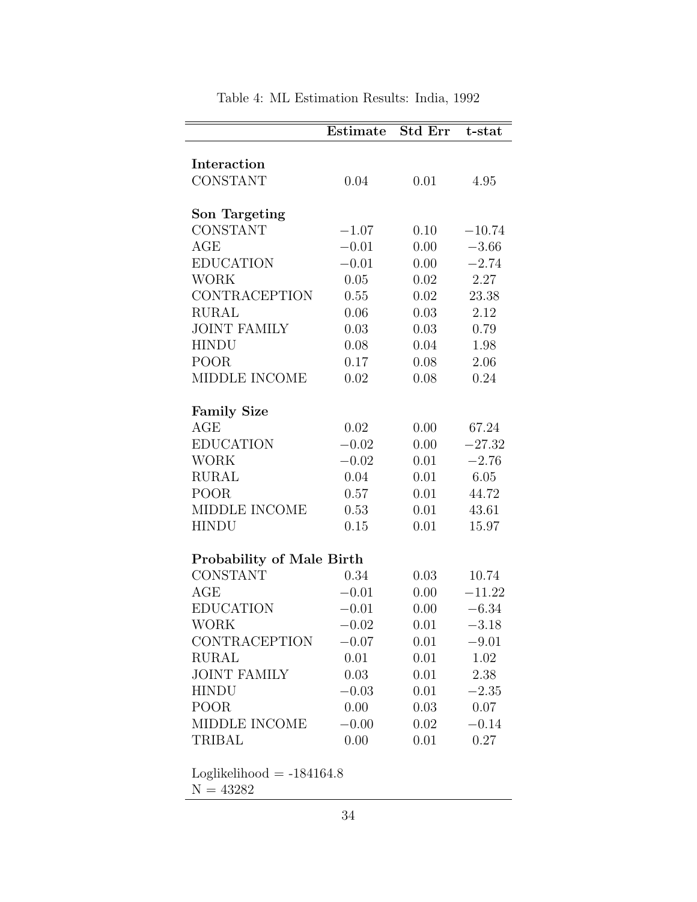Table 4: ML Estimation Results: India, 1992

| | Estimate | Std Err | t-stat |
|---|---|---|---|
| **Interaction** | | | |
| CONSTANT | 0.04 | 0.01 | 4.95 |
| **Son Targeting** | | | |
| CONSTANT | −1.07 | 0.10 | −10.74 |
| AGE | −0.01 | 0.00 | −3.66 |
| EDUCATION | −0.01 | 0.00 | −2.74 |
| WORK | 0.05 | 0.02 | 2.27 |
| CONTRACEPTION | 0.55 | 0.02 | 23.38 |
| RURAL | 0.06 | 0.03 | 2.12 |
| JOINT FAMILY | 0.03 | 0.03 | 0.79 |
| HINDU | 0.08 | 0.04 | 1.98 |
| POOR | 0.17 | 0.08 | 2.06 |
| MIDDLE INCOME | 0.02 | 0.08 | 0.24 |
| **Family Size** | | | |
| AGE | 0.02 | 0.00 | 67.24 |
| EDUCATION | −0.02 | 0.00 | −27.32 |
| WORK | −0.02 | 0.01 | −2.76 |
| RURAL | 0.04 | 0.01 | 6.05 |
| POOR | 0.57 | 0.01 | 44.72 |
| MIDDLE INCOME | 0.53 | 0.01 | 43.61 |
| HINDU | 0.15 | 0.01 | 15.97 |
| **Probability of Male Birth** | | | |
| CONSTANT | 0.34 | 0.03 | 10.74 |
| AGE | −0.01 | 0.00 | −11.22 |
| EDUCATION | −0.01 | 0.00 | −6.34 |
| WORK | −0.02 | 0.01 | −3.18 |
| CONTRACEPTION | −0.07 | 0.01 | −9.01 |
| RURAL | 0.01 | 0.01 | 1.02 |
| JOINT FAMILY | 0.03 | 0.01 | 2.38 |
| HINDU | −0.03 | 0.01 | −2.35 |
| POOR | 0.00 | 0.03 | 0.07 |
| MIDDLE INCOME | −0.00 | 0.02 | −0.14 |
| TRIBAL | 0.00 | 0.01 | 0.27 |

Loglikelihood = -184164.8
N = 43282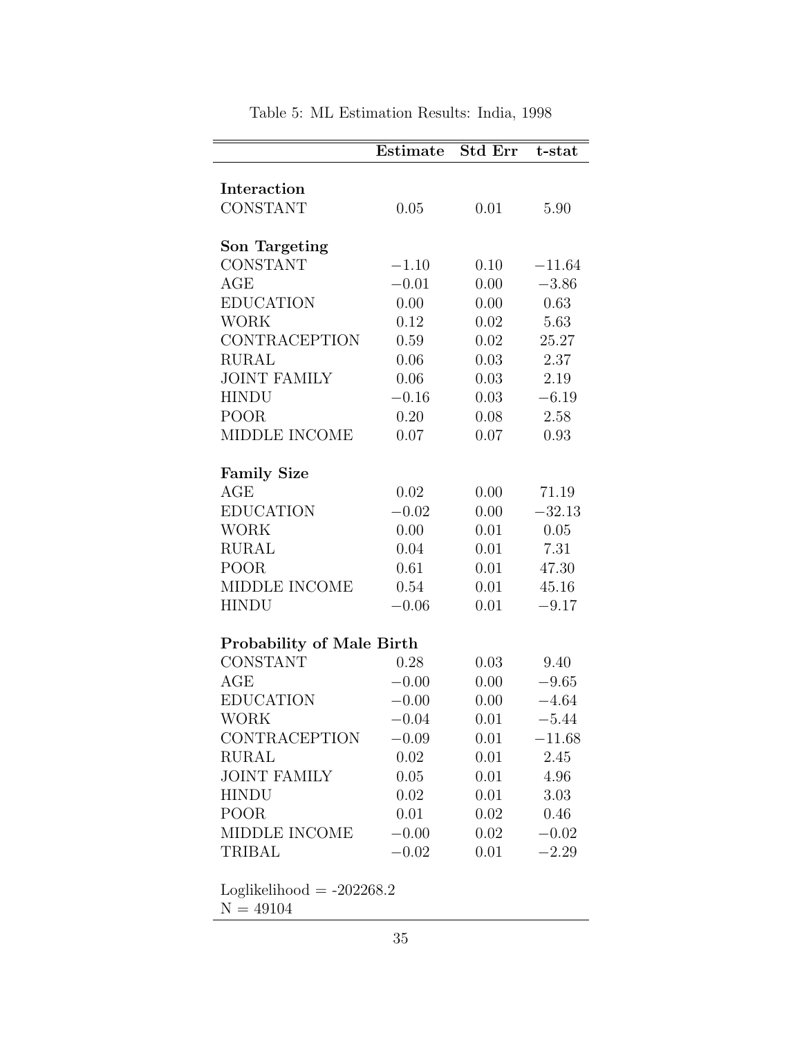Table 5: ML Estimation Results: India, 1998

| | **Estimate** | **Std Err** | **t-stat** |
|---|---|---|---|
| **Interaction** | | | |
| CONSTANT | 0.05 | 0.01 | 5.90 |
| **Son Targeting** | | | |
| CONSTANT | −1.10 | 0.10 | −11.64 |
| AGE | −0.01 | 0.00 | −3.86 |
| EDUCATION | 0.00 | 0.00 | 0.63 |
| WORK | 0.12 | 0.02 | 5.63 |
| CONTRACEPTION | 0.59 | 0.02 | 25.27 |
| RURAL | 0.06 | 0.03 | 2.37 |
| JOINT FAMILY | 0.06 | 0.03 | 2.19 |
| HINDU | −0.16 | 0.03 | −6.19 |
| POOR | 0.20 | 0.08 | 2.58 |
| MIDDLE INCOME | 0.07 | 0.07 | 0.93 |
| **Family Size** | | | |
| AGE | 0.02 | 0.00 | 71.19 |
| EDUCATION | −0.02 | 0.00 | −32.13 |
| WORK | 0.00 | 0.01 | 0.05 |
| RURAL | 0.04 | 0.01 | 7.31 |
| POOR | 0.61 | 0.01 | 47.30 |
| MIDDLE INCOME | 0.54 | 0.01 | 45.16 |
| HINDU | −0.06 | 0.01 | −9.17 |
| **Probability of Male Birth** | | | |
| CONSTANT | 0.28 | 0.03 | 9.40 |
| AGE | −0.00 | 0.00 | −9.65 |
| EDUCATION | −0.00 | 0.00 | −4.64 |
| WORK | −0.04 | 0.01 | −5.44 |
| CONTRACEPTION | −0.09 | 0.01 | −11.68 |
| RURAL | 0.02 | 0.01 | 2.45 |
| JOINT FAMILY | 0.05 | 0.01 | 4.96 |
| HINDU | 0.02 | 0.01 | 3.03 |
| POOR | 0.01 | 0.02 | 0.46 |
| MIDDLE INCOME | −0.00 | 0.02 | −0.02 |
| TRIBAL | −0.02 | 0.01 | −2.29 |

Loglikelihood = -202268.2
N = 49104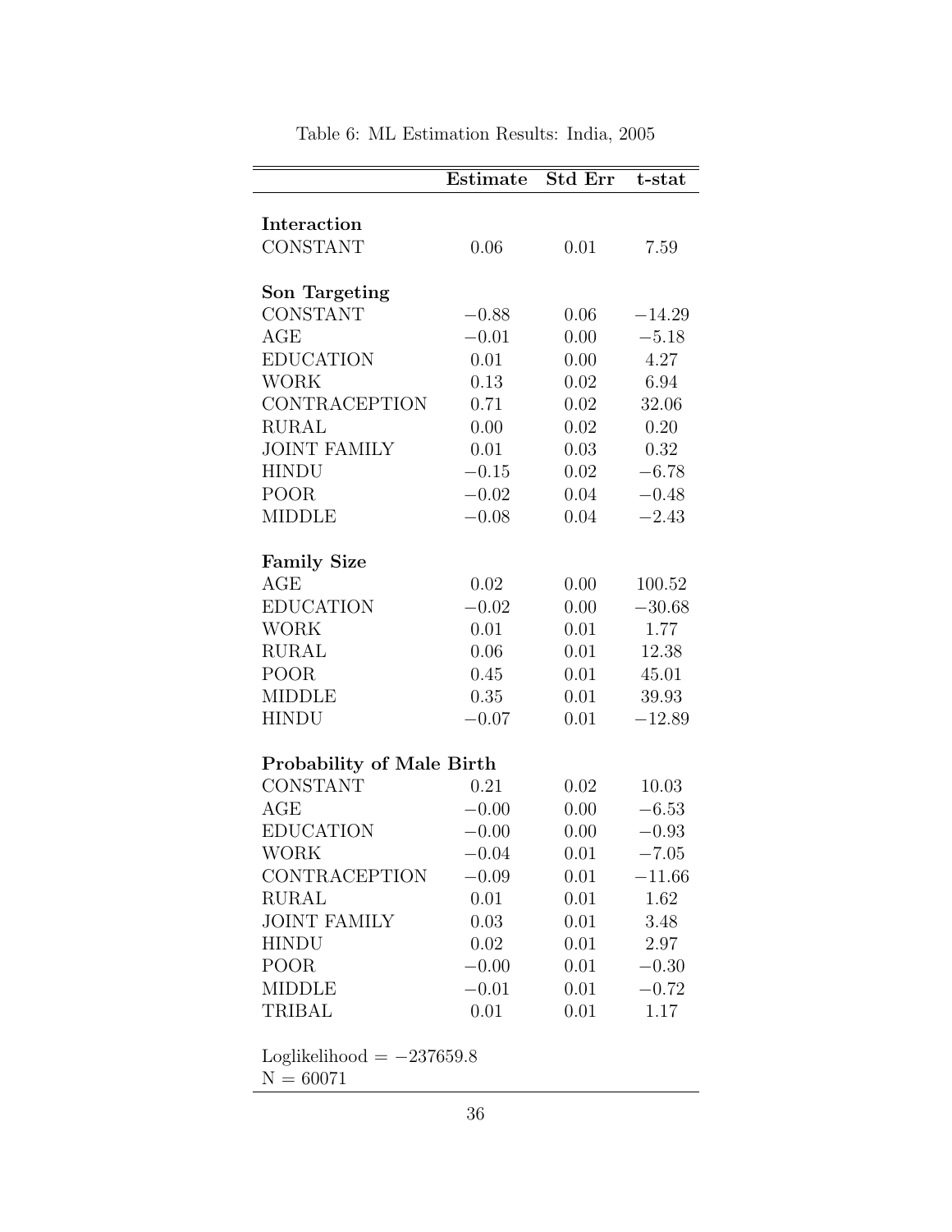Table 6: ML Estimation Results: India, 2005

| | **Estimate** | **Std Err** | **t-stat** |
|---|---|---|---|
| **Interaction** | | | |
| CONSTANT | 0.06 | 0.01 | 7.59 |
| **Son Targeting** | | | |
| CONSTANT | −0.88 | 0.06 | −14.29 |
| AGE | −0.01 | 0.00 | −5.18 |
| EDUCATION | 0.01 | 0.00 | 4.27 |
| WORK | 0.13 | 0.02 | 6.94 |
| CONTRACEPTION | 0.71 | 0.02 | 32.06 |
| RURAL | 0.00 | 0.02 | 0.20 |
| JOINT FAMILY | 0.01 | 0.03 | 0.32 |
| HINDU | −0.15 | 0.02 | −6.78 |
| POOR | −0.02 | 0.04 | −0.48 |
| MIDDLE | −0.08 | 0.04 | −2.43 |
| **Family Size** | | | |
| AGE | 0.02 | 0.00 | 100.52 |
| EDUCATION | −0.02 | 0.00 | −30.68 |
| WORK | 0.01 | 0.01 | 1.77 |
| RURAL | 0.06 | 0.01 | 12.38 |
| POOR | 0.45 | 0.01 | 45.01 |
| MIDDLE | 0.35 | 0.01 | 39.93 |
| HINDU | −0.07 | 0.01 | −12.89 |
| **Probability of Male Birth** | | | |
| CONSTANT | 0.21 | 0.02 | 10.03 |
| AGE | −0.00 | 0.00 | −6.53 |
| EDUCATION | −0.00 | 0.00 | −0.93 |
| WORK | −0.04 | 0.01 | −7.05 |
| CONTRACEPTION | −0.09 | 0.01 | −11.66 |
| RURAL | 0.01 | 0.01 | 1.62 |
| JOINT FAMILY | 0.03 | 0.01 | 3.48 |
| HINDU | 0.02 | 0.01 | 2.97 |
| POOR | −0.00 | 0.01 | −0.30 |
| MIDDLE | −0.01 | 0.01 | −0.72 |
| TRIBAL | 0.01 | 0.01 | 1.17 |

Loglikelihood = −237659.8
N = 60071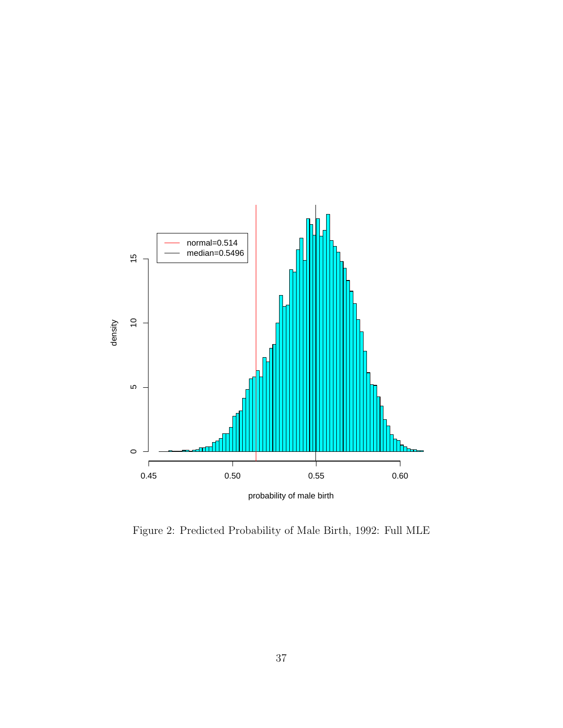Figure 2: Predicted Probability of Male Birth, 1992: Full MLE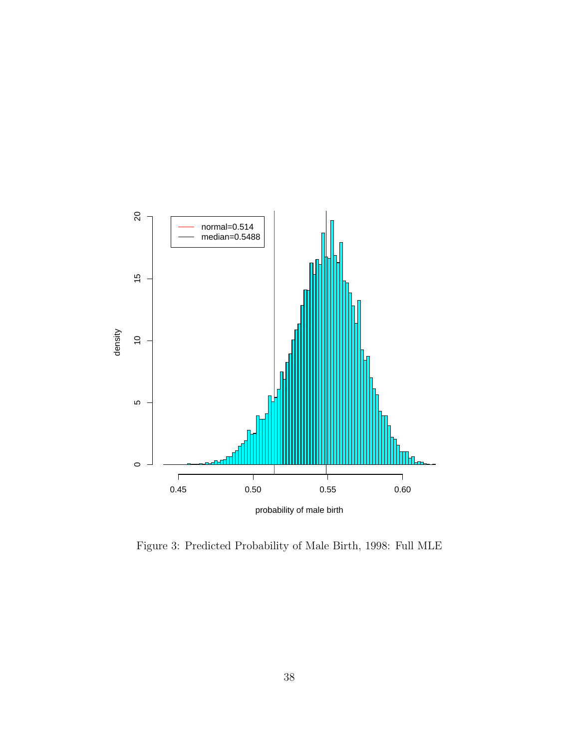Figure 3: Predicted Probability of Male Birth, 1998: Full MLE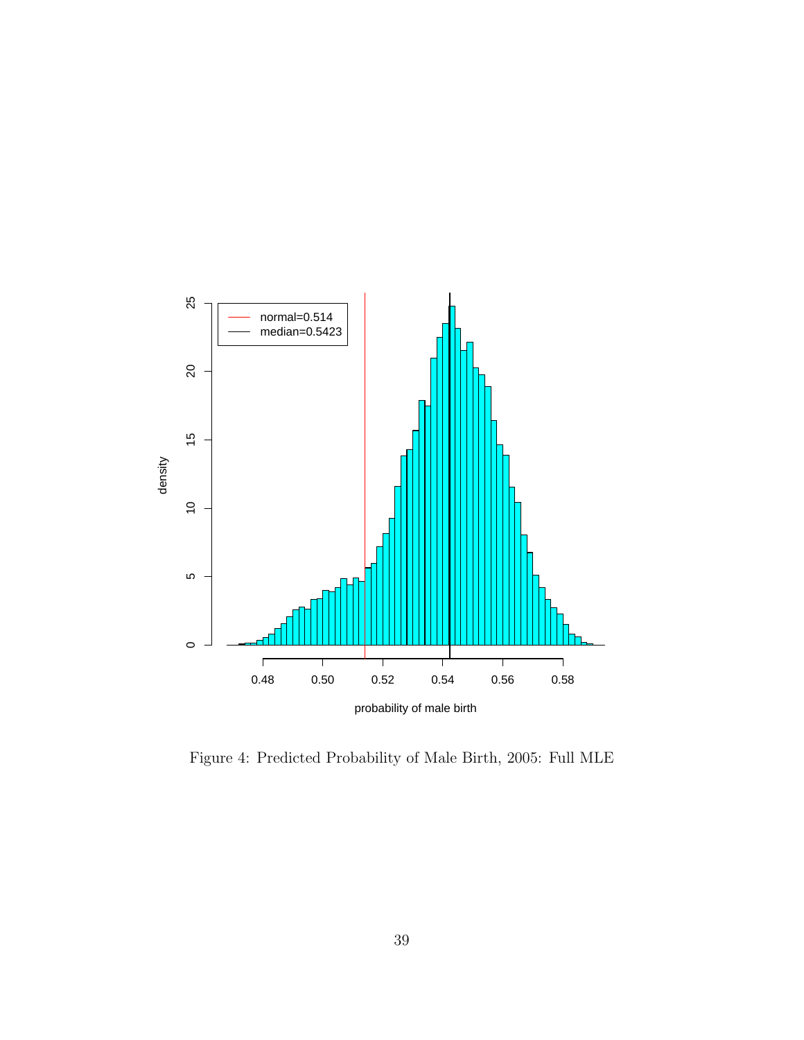normal=0.514

median=0.5423

density

0

5

10

15

20

25

0.48

0.50

0.52

0.54

0.56

0.58

probability of male birth

Figure 4: Predicted Probability of Male Birth, 2005: Full MLE